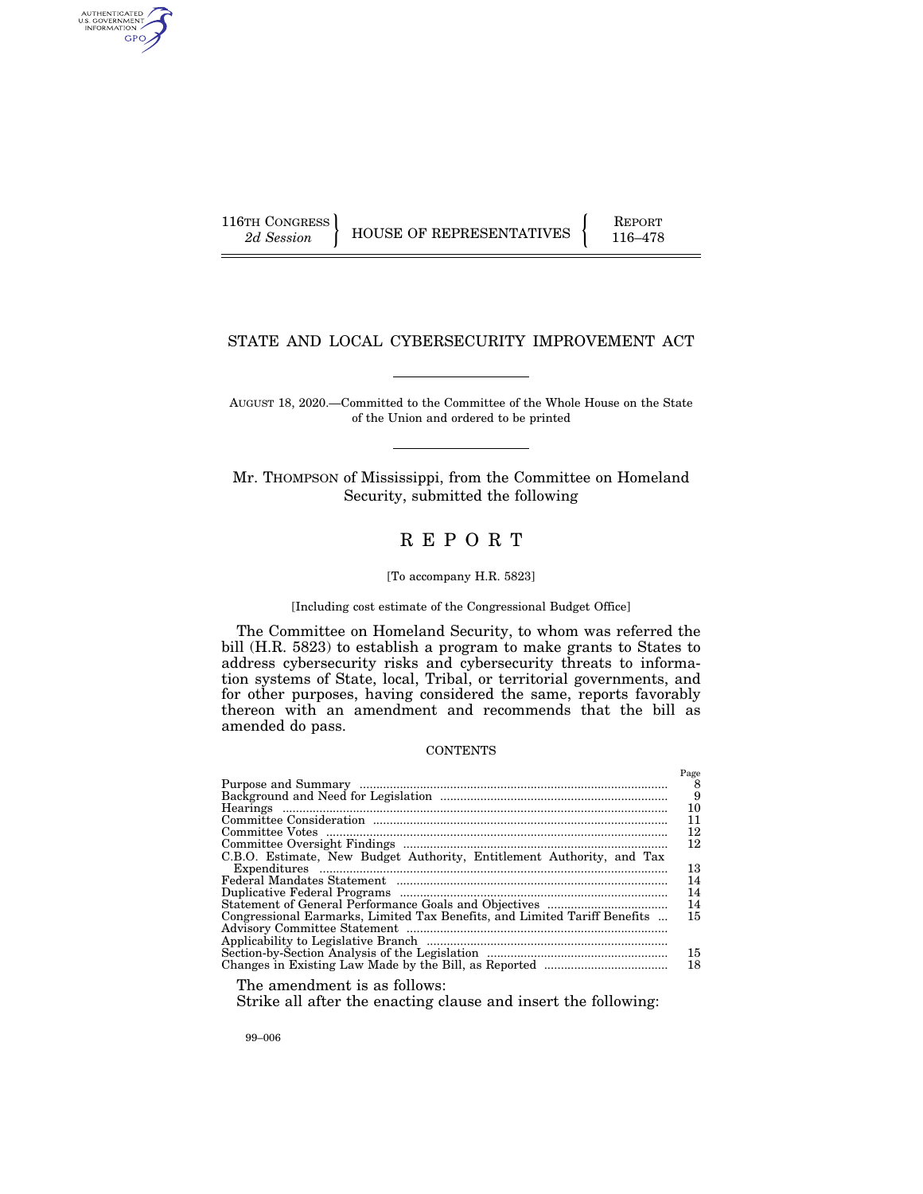116TH CONGRESS
2d Session

HOUSE OF REPRESENTATIVES

REPORT
116–478

# STATE AND LOCAL CYBERSECURITY IMPROVEMENT ACT

AUGUST 18, 2020.—Committed to the Committee of the Whole House on the State of the Union and ordered to be printed

Mr. THOMPSON of Mississippi, from the Committee on Homeland Security, submitted the following

# REPORT

[To accompany H.R. 5823]

[Including cost estimate of the Congressional Budget Office]

The Committee on Homeland Security, to whom was referred the bill (H.R. 5823) to establish a program to make grants to States to address cybersecurity risks and cybersecurity threats to information systems of State, local, Tribal, or territorial governments, and for other purposes, having considered the same, reports favorably thereon with an amendment and recommends that the bill as amended do pass.

CONTENTS

| | Page |
|---|---|
| Purpose and Summary | 8 |
| Background and Need for Legislation | 9 |
| Hearings | 10 |
| Committee Consideration | 11 |
| Committee Votes | 12 |
| Committee Oversight Findings | 12 |
| C.B.O. Estimate, New Budget Authority, Entitlement Authority, and Tax Expenditures | 13 |
| Federal Mandates Statement | 14 |
| Duplicative Federal Programs | 14 |
| Statement of General Performance Goals and Objectives | 14 |
| Congressional Earmarks, Limited Tax Benefits, and Limited Tariff Benefits | 15 |
| Advisory Committee Statement | |
| Applicability to Legislative Branch | |
| Section-by-Section Analysis of the Legislation | 15 |
| Changes in Existing Law Made by the Bill, as Reported | 18 |

The amendment is as follows:

Strike all after the enacting clause and insert the following:

99–006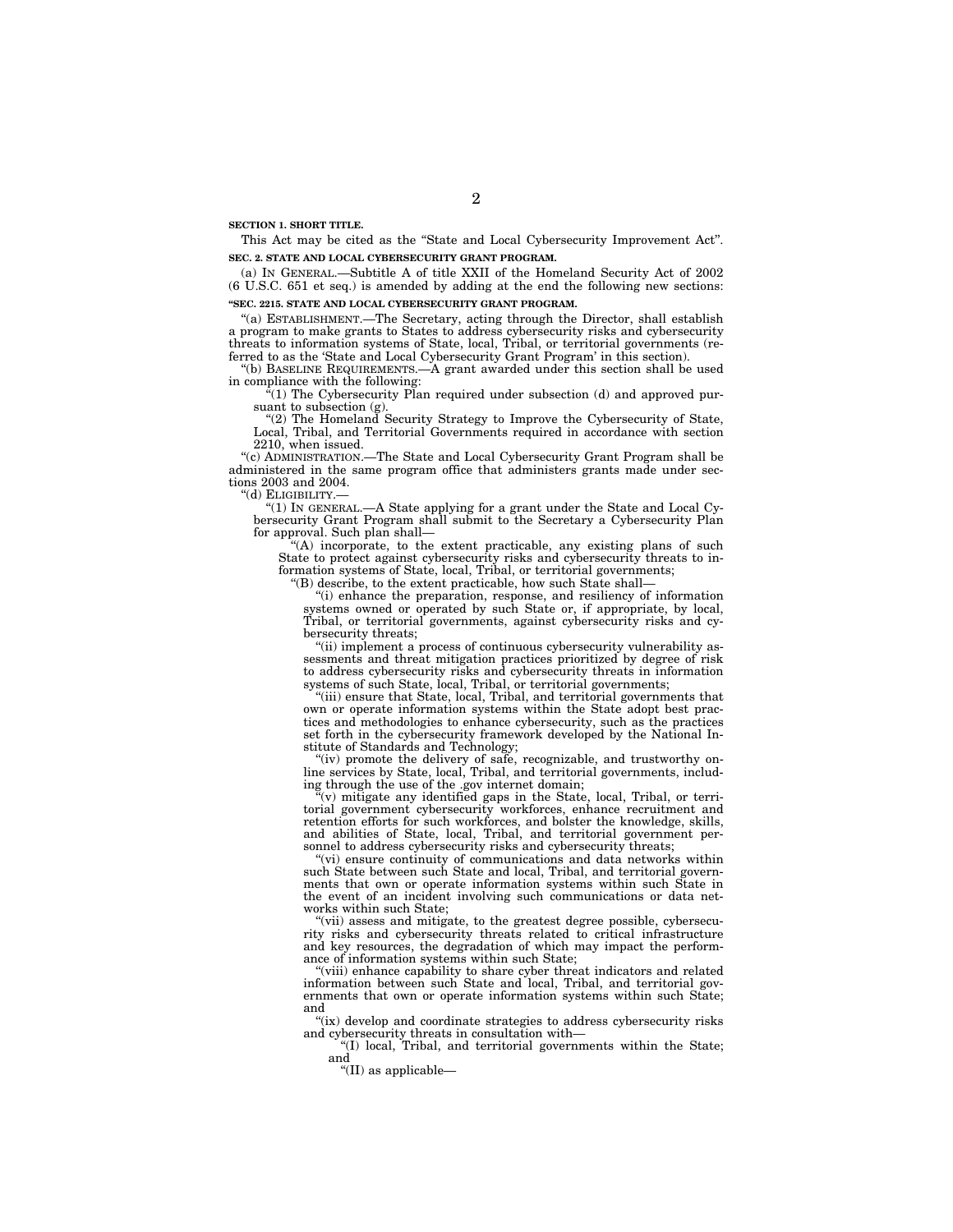**SECTION 1. SHORT TITLE.**

This Act may be cited as the "State and Local Cybersecurity Improvement Act".

**SEC. 2. STATE AND LOCAL CYBERSECURITY GRANT PROGRAM.**

(a) IN GENERAL.—Subtitle A of title XXII of the Homeland Security Act of 2002 (6 U.S.C. 651 et seq.) is amended by adding at the end the following new sections:

**"SEC. 2215. STATE AND LOCAL CYBERSECURITY GRANT PROGRAM.**

"(a) ESTABLISHMENT.—The Secretary, acting through the Director, shall establish a program to make grants to States to address cybersecurity risks and cybersecurity threats to information systems of State, local, Tribal, or territorial governments (referred to as the 'State and Local Cybersecurity Grant Program' in this section).

"(b) BASELINE REQUIREMENTS.—A grant awarded under this section shall be used in compliance with the following:

"(1) The Cybersecurity Plan required under subsection (d) and approved pursuant to subsection (g).

"(2) The Homeland Security Strategy to Improve the Cybersecurity of State, Local, Tribal, and Territorial Governments required in accordance with section 2210, when issued.

"(c) ADMINISTRATION.—The State and Local Cybersecurity Grant Program shall be administered in the same program office that administers grants made under sections 2003 and 2004.

"(d) ELIGIBILITY.—

"(1) IN GENERAL.—A State applying for a grant under the State and Local Cybersecurity Grant Program shall submit to the Secretary a Cybersecurity Plan for approval. Such plan shall—

"(A) incorporate, to the extent practicable, any existing plans of such State to protect against cybersecurity risks and cybersecurity threats to information systems of State, local, Tribal, or territorial governments;

"(B) describe, to the extent practicable, how such State shall—

"(i) enhance the preparation, response, and resiliency of information systems owned or operated by such State or, if appropriate, by local, Tribal, or territorial governments, against cybersecurity risks and cybersecurity threats;

"(ii) implement a process of continuous cybersecurity vulnerability assessments and threat mitigation practices prioritized by degree of risk to address cybersecurity risks and cybersecurity threats in information systems of such State, local, Tribal, or territorial governments;

"(iii) ensure that State, local, Tribal, and territorial governments that own or operate information systems within the State adopt best practices and methodologies to enhance cybersecurity, such as the practices set forth in the cybersecurity framework developed by the National Institute of Standards and Technology;

"(iv) promote the delivery of safe, recognizable, and trustworthy online services by State, local, Tribal, and territorial governments, including through the use of the .gov internet domain;

"(v) mitigate any identified gaps in the State, local, Tribal, or territorial government cybersecurity workforces, enhance recruitment and retention efforts for such workforces, and bolster the knowledge, skills, and abilities of State, local, Tribal, and territorial government personnel to address cybersecurity risks and cybersecurity threats;

"(vi) ensure continuity of communications and data networks within such State between such State and local, Tribal, and territorial governments that own or operate information systems within such State in the event of an incident involving such communications or data networks within such State;

"(vii) assess and mitigate, to the greatest degree possible, cybersecurity risks and cybersecurity threats related to critical infrastructure and key resources, the degradation of which may impact the performance of information systems within such State;

"(viii) enhance capability to share cyber threat indicators and related information between such State and local, Tribal, and territorial governments that own or operate information systems within such State; and

"(ix) develop and coordinate strategies to address cybersecurity risks and cybersecurity threats in consultation with—

"(I) local, Tribal, and territorial governments within the State; and

"(II) as applicable—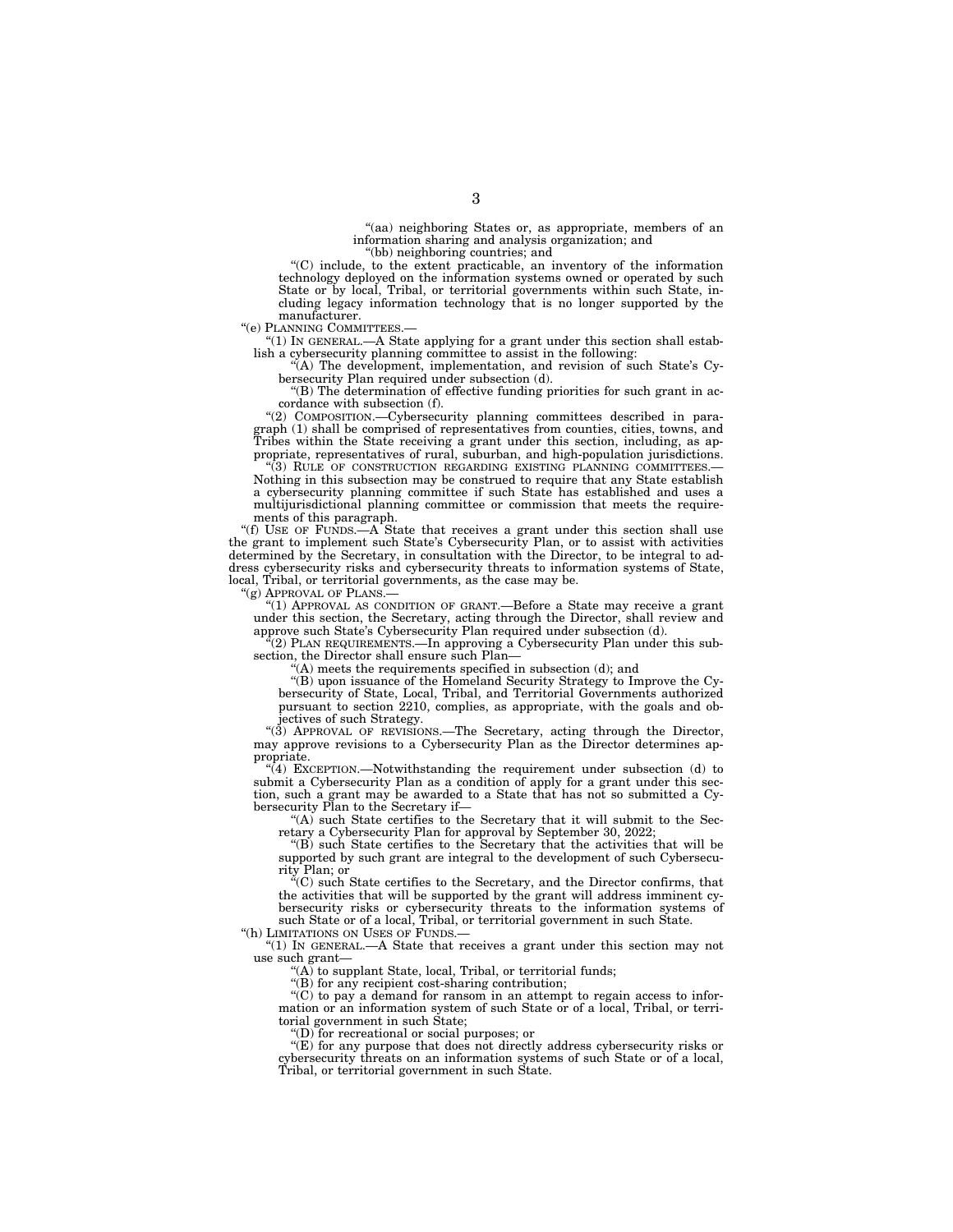"(aa) neighboring States or, as appropriate, members of an information sharing and analysis organization; and

"(bb) neighboring countries; and

"(C) include, to the extent practicable, an inventory of the information technology deployed on the information systems owned or operated by such State or by local, Tribal, or territorial governments within such State, including legacy information technology that is no longer supported by the manufacturer.

"(e) PLANNING COMMITTEES.—

"(1) IN GENERAL.—A State applying for a grant under this section shall establish a cybersecurity planning committee to assist in the following:

"(A) The development, implementation, and revision of such State's Cybersecurity Plan required under subsection (d).

"(B) The determination of effective funding priorities for such grant in accordance with subsection (f).

"(2) COMPOSITION.—Cybersecurity planning committees described in paragraph (1) shall be comprised of representatives from counties, cities, towns, and Tribes within the State receiving a grant under this section, including, as appropriate, representatives of rural, suburban, and high-population jurisdictions.

"(3) RULE OF CONSTRUCTION REGARDING EXISTING PLANNING COMMITTEES.—Nothing in this subsection may be construed to require that any State establish a cybersecurity planning committee if such State has established and uses a multijurisdictional planning committee or commission that meets the requirements of this paragraph.

"(f) USE OF FUNDS.—A State that receives a grant under this section shall use the grant to implement such State's Cybersecurity Plan, or to assist with activities determined by the Secretary, in consultation with the Director, to be integral to address cybersecurity risks and cybersecurity threats to information systems of State, local, Tribal, or territorial governments, as the case may be.

"(g) APPROVAL OF PLANS.—

"(1) APPROVAL AS CONDITION OF GRANT.—Before a State may receive a grant under this section, the Secretary, acting through the Director, shall review and approve such State's Cybersecurity Plan required under subsection (d).

"(2) PLAN REQUIREMENTS.—In approving a Cybersecurity Plan under this subsection, the Director shall ensure such Plan—

"(A) meets the requirements specified in subsection (d); and

"(B) upon issuance of the Homeland Security Strategy to Improve the Cybersecurity of State, Local, Tribal, and Territorial Governments authorized pursuant to section 2210, complies, as appropriate, with the goals and objectives of such Strategy.

"(3) APPROVAL OF REVISIONS.—The Secretary, acting through the Director, may approve revisions to a Cybersecurity Plan as the Director determines appropriate.

"(4) EXCEPTION.—Notwithstanding the requirement under subsection (d) to submit a Cybersecurity Plan as a condition of apply for a grant under this section, such a grant may be awarded to a State that has not so submitted a Cybersecurity Plan to the Secretary if—

"(A) such State certifies to the Secretary that it will submit to the Secretary a Cybersecurity Plan for approval by September 30, 2022;

"(B) such State certifies to the Secretary that the activities that will be supported by such grant are integral to the development of such Cybersecurity Plan; or

"(C) such State certifies to the Secretary, and the Director confirms, that the activities that will be supported by the grant will address imminent cybersecurity risks or cybersecurity threats to the information systems of such State or of a local, Tribal, or territorial government in such State.

"(h) LIMITATIONS ON USES OF FUNDS.—

"(1) IN GENERAL.—A State that receives a grant under this section may not use such grant—

"(A) to supplant State, local, Tribal, or territorial funds;

"(B) for any recipient cost-sharing contribution;

"(C) to pay a demand for ransom in an attempt to regain access to information or an information system of such State or of a local, Tribal, or territorial government in such State;

"(D) for recreational or social purposes; or

"(E) for any purpose that does not directly address cybersecurity risks or cybersecurity threats on an information systems of such State or of a local, Tribal, or territorial government in such State.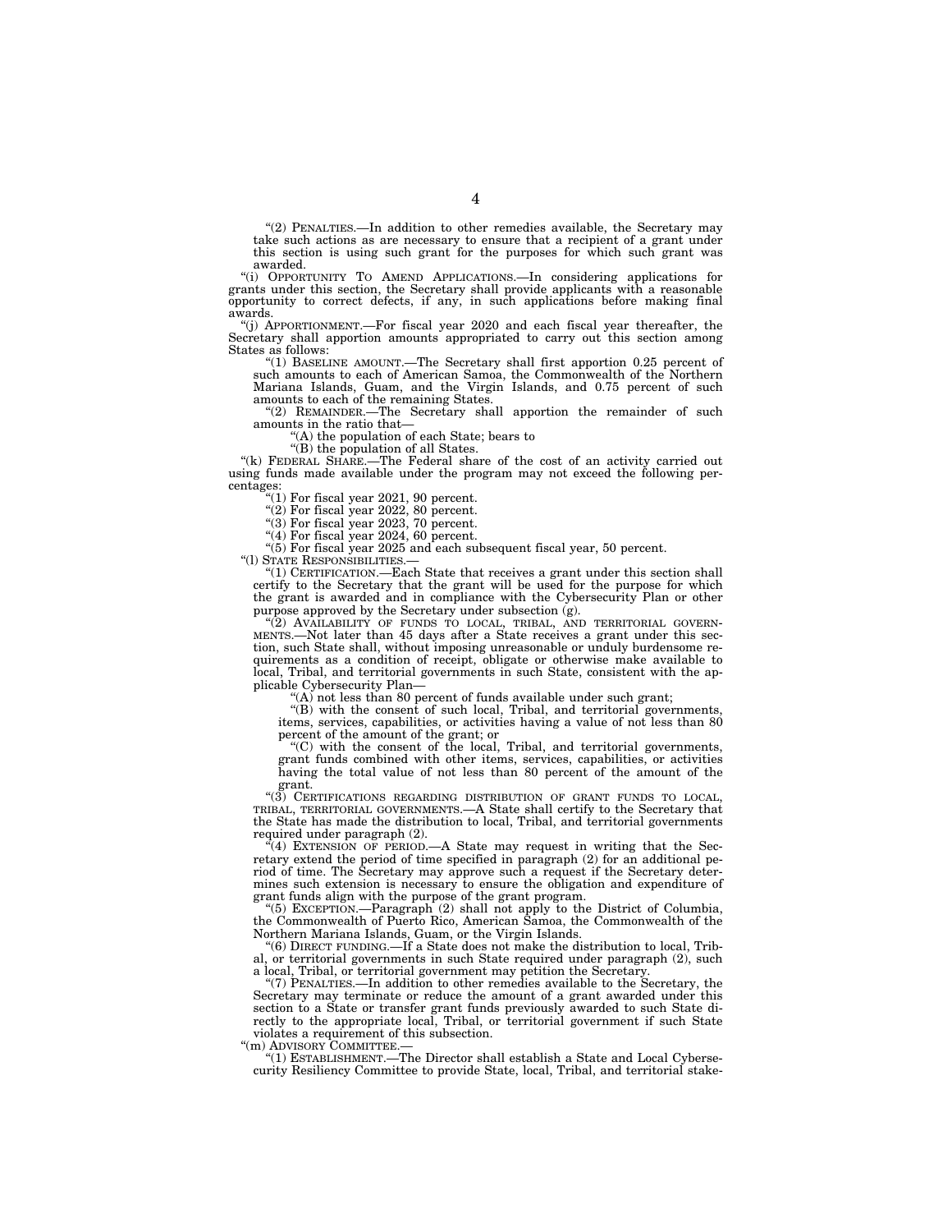"(2) PENALTIES.—In addition to other remedies available, the Secretary may take such actions as are necessary to ensure that a recipient of a grant under this section is using such grant for the purposes for which such grant was awarded.

"(i) OPPORTUNITY TO AMEND APPLICATIONS.—In considering applications for grants under this section, the Secretary shall provide applicants with a reasonable opportunity to correct defects, if any, in such applications before making final awards.

"(j) APPORTIONMENT.—For fiscal year 2020 and each fiscal year thereafter, the Secretary shall apportion amounts appropriated to carry out this section among States as follows:

"(1) BASELINE AMOUNT.—The Secretary shall first apportion 0.25 percent of such amounts to each of American Samoa, the Commonwealth of the Northern Mariana Islands, Guam, and the Virgin Islands, and 0.75 percent of such amounts to each of the remaining States.

"(2) REMAINDER.—The Secretary shall apportion the remainder of such amounts in the ratio that—

"(A) the population of each State; bears to

"(B) the population of all States.

"(k) FEDERAL SHARE.—The Federal share of the cost of an activity carried out using funds made available under the program may not exceed the following percentages:

"(1) For fiscal year 2021, 90 percent.

"(2) For fiscal year 2022, 80 percent.

"(3) For fiscal year 2023, 70 percent.

"(4) For fiscal year 2024, 60 percent.

"(5) For fiscal year 2025 and each subsequent fiscal year, 50 percent.

"(l) STATE RESPONSIBILITIES.—

"(1) CERTIFICATION.—Each State that receives a grant under this section shall certify to the Secretary that the grant will be used for the purpose for which the grant is awarded and in compliance with the Cybersecurity Plan or other purpose approved by the Secretary under subsection (g).

"(2) AVAILABILITY OF FUNDS TO LOCAL, TRIBAL, AND TERRITORIAL GOVERNMENTS.—Not later than 45 days after a State receives a grant under this section, such State shall, without imposing unreasonable or unduly burdensome requirements as a condition of receipt, obligate or otherwise make available to local, Tribal, and territorial governments in such State, consistent with the applicable Cybersecurity Plan—

"(A) not less than 80 percent of funds available under such grant;

"(B) with the consent of such local, Tribal, and territorial governments, items, services, capabilities, or activities having a value of not less than 80 percent of the amount of the grant; or

"(C) with the consent of the local, Tribal, and territorial governments, grant funds combined with other items, services, capabilities, or activities having the total value of not less than 80 percent of the amount of the grant.

"(3) CERTIFICATIONS REGARDING DISTRIBUTION OF GRANT FUNDS TO LOCAL, TRIBAL, TERRITORIAL GOVERNMENTS.—A State shall certify to the Secretary that the State has made the distribution to local, Tribal, and territorial governments required under paragraph (2).

"(4) EXTENSION OF PERIOD.—A State may request in writing that the Secretary extend the period of time specified in paragraph (2) for an additional period of time. The Secretary may approve such a request if the Secretary determines such extension is necessary to ensure the obligation and expenditure of grant funds align with the purpose of the grant program.

"(5) EXCEPTION.—Paragraph (2) shall not apply to the District of Columbia, the Commonwealth of Puerto Rico, American Samoa, the Commonwealth of the Northern Mariana Islands, Guam, or the Virgin Islands.

"(6) DIRECT FUNDING.—If a State does not make the distribution to local, Tribal, or territorial governments in such State required under paragraph (2), such a local, Tribal, or territorial government may petition the Secretary.

"(7) PENALTIES.—In addition to other remedies available to the Secretary, the Secretary may terminate or reduce the amount of a grant awarded under this section to a State or transfer grant funds previously awarded to such State directly to the appropriate local, Tribal, or territorial government if such State violates a requirement of this subsection.

"(m) ADVISORY COMMITTEE.—

"(1) ESTABLISHMENT.—The Director shall establish a State and Local Cybersecurity Resiliency Committee to provide State, local, Tribal, and territorial stake-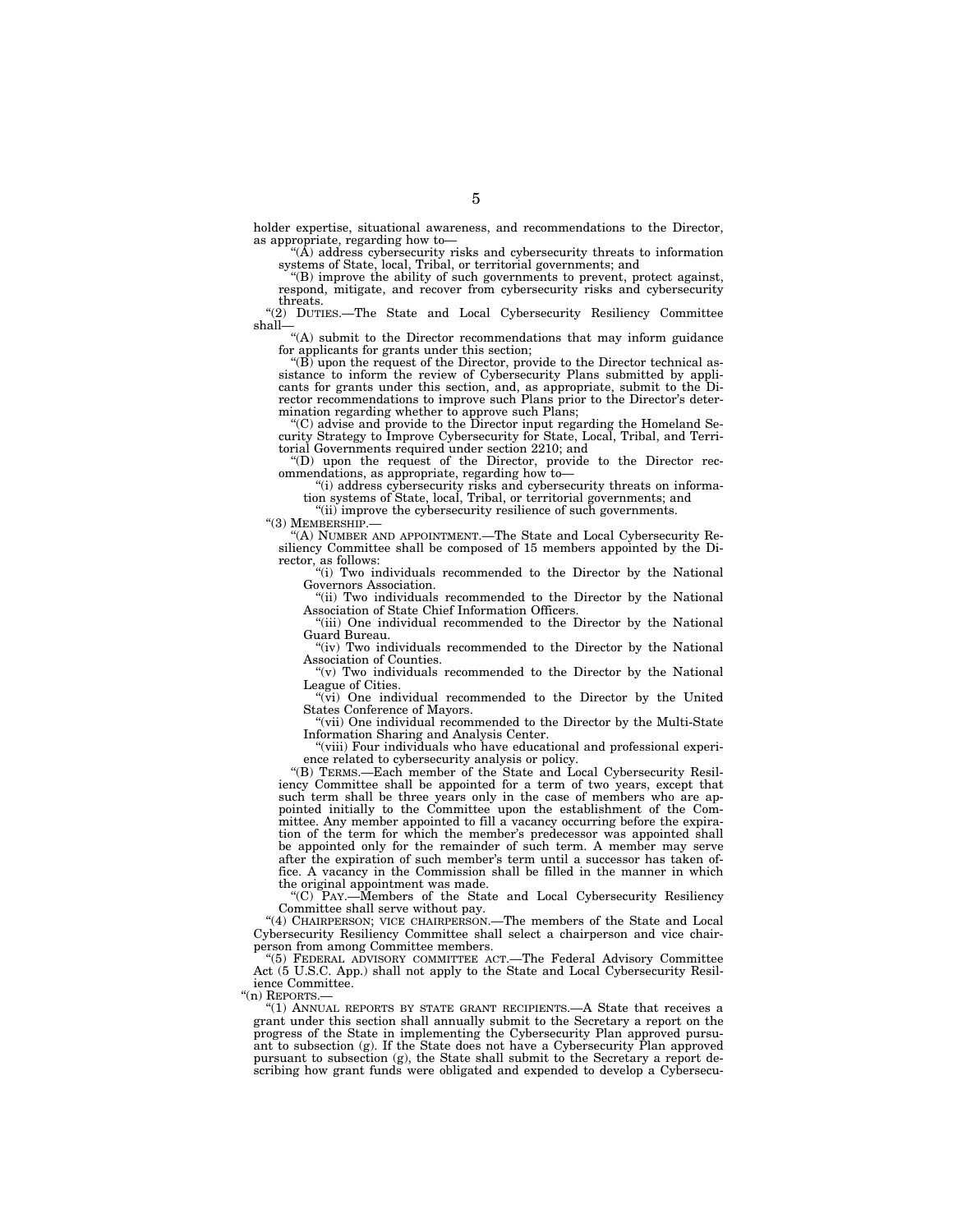holder expertise, situational awareness, and recommendations to the Director, as appropriate, regarding how to—

"(A) address cybersecurity risks and cybersecurity threats to information systems of State, local, Tribal, or territorial governments; and

"(B) improve the ability of such governments to prevent, protect against, respond, mitigate, and recover from cybersecurity risks and cybersecurity threats.

"(2) DUTIES.—The State and Local Cybersecurity Resiliency Committee shall—

"(A) submit to the Director recommendations that may inform guidance for applicants for grants under this section;

"(B) upon the request of the Director, provide to the Director technical assistance to inform the review of Cybersecurity Plans submitted by applicants for grants under this section, and, as appropriate, submit to the Director recommendations to improve such Plans prior to the Director's determination regarding whether to approve such Plans;

"(C) advise and provide to the Director input regarding the Homeland Security Strategy to Improve Cybersecurity for State, Local, Tribal, and Territorial Governments required under section 2210; and

"(D) upon the request of the Director, provide to the Director recommendations, as appropriate, regarding how to—

"(i) address cybersecurity risks and cybersecurity threats on information systems of State, local, Tribal, or territorial governments; and

"(ii) improve the cybersecurity resilience of such governments.

"(3) MEMBERSHIP.—

"(A) NUMBER AND APPOINTMENT.—The State and Local Cybersecurity Resiliency Committee shall be composed of 15 members appointed by the Director, as follows:

"(i) Two individuals recommended to the Director by the National Governors Association.

"(ii) Two individuals recommended to the Director by the National Association of State Chief Information Officers.

"(iii) One individual recommended to the Director by the National Guard Bureau.

"(iv) Two individuals recommended to the Director by the National Association of Counties.

"(v) Two individuals recommended to the Director by the National League of Cities.

"(vi) One individual recommended to the Director by the United States Conference of Mayors.

"(vii) One individual recommended to the Director by the Multi-State Information Sharing and Analysis Center.

"(viii) Four individuals who have educational and professional experience related to cybersecurity analysis or policy.

"(B) TERMS.—Each member of the State and Local Cybersecurity Resiliency Committee shall be appointed for a term of two years, except that such term shall be three years only in the case of members who are appointed initially to the Committee upon the establishment of the Committee. Any member appointed to fill a vacancy occurring before the expiration of the term for which the member's predecessor was appointed shall be appointed only for the remainder of such term. A member may serve after the expiration of such member's term until a successor has taken office. A vacancy in the Commission shall be filled in the manner in which the original appointment was made.

"(C) PAY.—Members of the State and Local Cybersecurity Resiliency Committee shall serve without pay.

"(4) CHAIRPERSON; VICE CHAIRPERSON.—The members of the State and Local Cybersecurity Resiliency Committee shall select a chairperson and vice chairperson from among Committee members.

"(5) FEDERAL ADVISORY COMMITTEE ACT.—The Federal Advisory Committee Act (5 U.S.C. App.) shall not apply to the State and Local Cybersecurity Resilience Committee.

"(n) REPORTS.—

"(1) ANNUAL REPORTS BY STATE GRANT RECIPIENTS.—A State that receives a grant under this section shall annually submit to the Secretary a report on the progress of the State in implementing the Cybersecurity Plan approved pursuant to subsection (g). If the State does not have a Cybersecurity Plan approved pursuant to subsection (g), the State shall submit to the Secretary a report describing how grant funds were obligated and expended to develop a Cybersecu-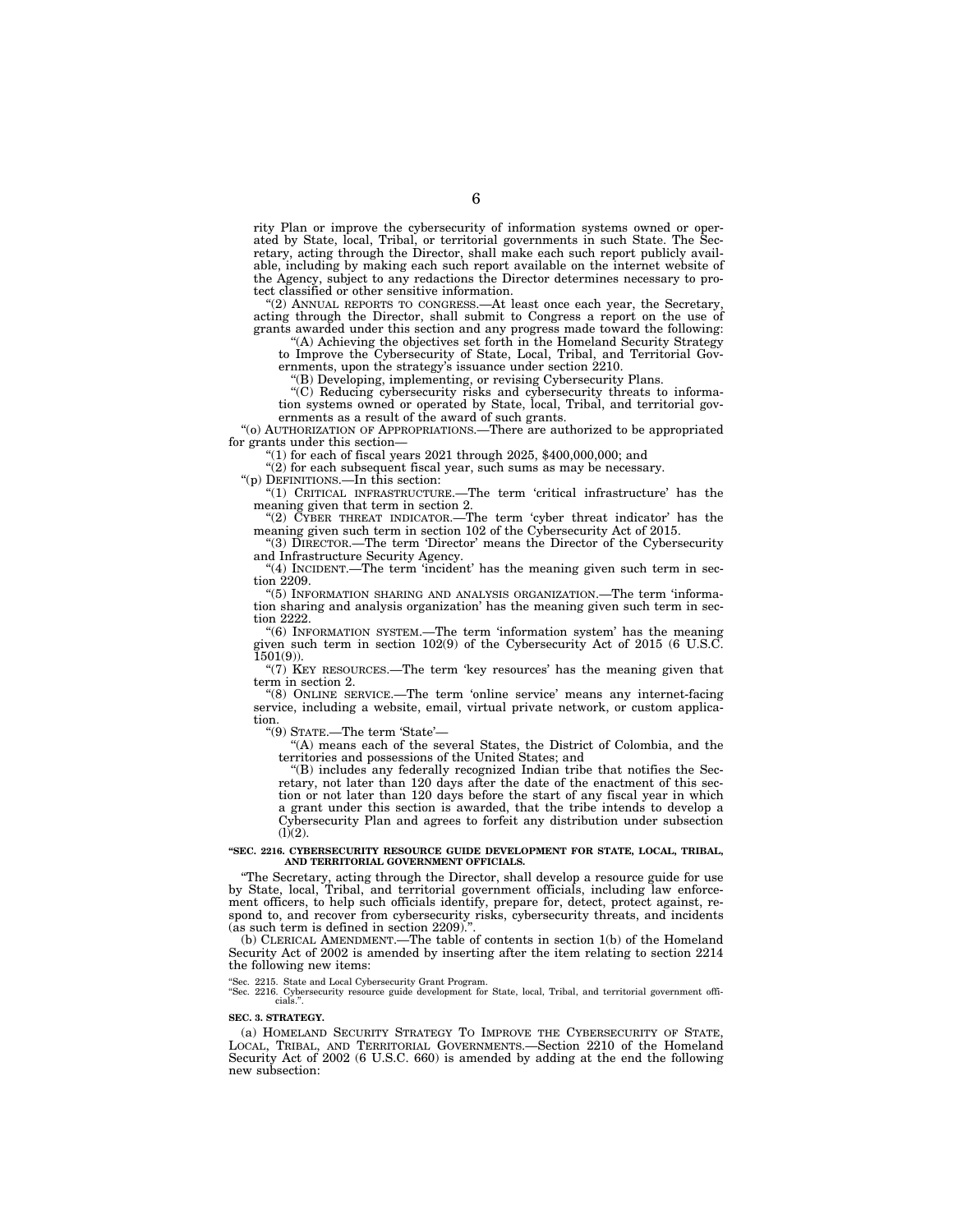rity Plan or improve the cybersecurity of information systems owned or operated by State, local, Tribal, or territorial governments in such State. The Secretary, acting through the Director, shall make each such report publicly available, including by making each such report available on the internet website of the Agency, subject to any redactions the Director determines necessary to protect classified or other sensitive information.

"(2) ANNUAL REPORTS TO CONGRESS.—At least once each year, the Secretary, acting through the Director, shall submit to Congress a report on the use of grants awarded under this section and any progress made toward the following:

"(A) Achieving the objectives set forth in the Homeland Security Strategy to Improve the Cybersecurity of State, Local, Tribal, and Territorial Governments, upon the strategy's issuance under section 2210.

"(B) Developing, implementing, or revising Cybersecurity Plans.

"(C) Reducing cybersecurity risks and cybersecurity threats to information systems owned or operated by State, local, Tribal, and territorial governments as a result of the award of such grants.

"(o) AUTHORIZATION OF APPROPRIATIONS.—There are authorized to be appropriated for grants under this section—

"(1) for each of fiscal years 2021 through 2025, $400,000,000; and

"(2) for each subsequent fiscal year, such sums as may be necessary.

"(p) DEFINITIONS.—In this section:

"(1) CRITICAL INFRASTRUCTURE.—The term 'critical infrastructure' has the meaning given that term in section 2.

"(2) CYBER THREAT INDICATOR.—The term 'cyber threat indicator' has the meaning given such term in section 102 of the Cybersecurity Act of 2015.

"(3) DIRECTOR.—The term 'Director' means the Director of the Cybersecurity and Infrastructure Security Agency.

"(4) INCIDENT.—The term 'incident' has the meaning given such term in section 2209.

"(5) INFORMATION SHARING AND ANALYSIS ORGANIZATION.—The term 'information sharing and analysis organization' has the meaning given such term in section 2222.

"(6) INFORMATION SYSTEM.—The term 'information system' has the meaning given such term in section 102(9) of the Cybersecurity Act of 2015 (6 U.S.C. 1501(9)).

"(7) KEY RESOURCES.—The term 'key resources' has the meaning given that term in section 2.

"(8) ONLINE SERVICE.—The term 'online service' means any internet-facing service, including a website, email, virtual private network, or custom application.

"(9) STATE.—The term 'State'—

"(A) means each of the several States, the District of Colombia, and the territories and possessions of the United States; and

"(B) includes any federally recognized Indian tribe that notifies the Secretary, not later than 120 days after the date of the enactment of this section or not later than 120 days before the start of any fiscal year in which a grant under this section is awarded, that the tribe intends to develop a Cybersecurity Plan and agrees to forfeit any distribution under subsection (l)(2).

**"SEC. 2216. CYBERSECURITY RESOURCE GUIDE DEVELOPMENT FOR STATE, LOCAL, TRIBAL, AND TERRITORIAL GOVERNMENT OFFICIALS.**

"The Secretary, acting through the Director, shall develop a resource guide for use by State, local, Tribal, and territorial government officials, including law enforcement officers, to help such officials identify, prepare for, detect, protect against, respond to, and recover from cybersecurity risks, cybersecurity threats, and incidents (as such term is defined in section 2209).".

(b) CLERICAL AMENDMENT.—The table of contents in section 1(b) of the Homeland Security Act of 2002 is amended by inserting after the item relating to section 2214 the following new items:

"Sec. 2215. State and Local Cybersecurity Grant Program.
"Sec. 2216. Cybersecurity resource guide development for State, local, Tribal, and territorial government officials.".

**SEC. 3. STRATEGY.**

(a) HOMELAND SECURITY STRATEGY TO IMPROVE THE CYBERSECURITY OF STATE, LOCAL, TRIBAL, AND TERRITORIAL GOVERNMENTS.—Section 2210 of the Homeland Security Act of 2002 (6 U.S.C. 660) is amended by adding at the end the following new subsection: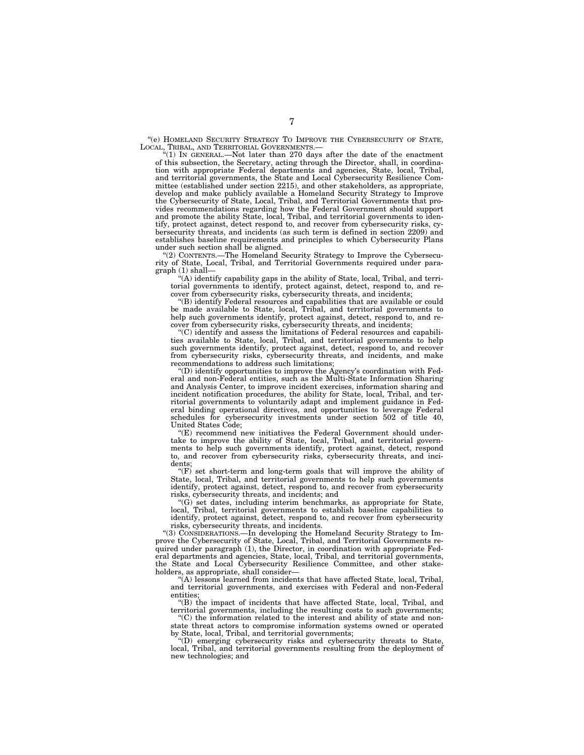"(e) HOMELAND SECURITY STRATEGY TO IMPROVE THE CYBERSECURITY OF STATE, LOCAL, TRIBAL, AND TERRITORIAL GOVERNMENTS.—

"(1) IN GENERAL.—Not later than 270 days after the date of the enactment of this subsection, the Secretary, acting through the Director, shall, in coordination with appropriate Federal departments and agencies, State, local, Tribal, and territorial governments, the State and Local Cybersecurity Resilience Committee (established under section 2215), and other stakeholders, as appropriate, develop and make publicly available a Homeland Security Strategy to Improve the Cybersecurity of State, Local, Tribal, and Territorial Governments that provides recommendations regarding how the Federal Government should support and promote the ability State, local, Tribal, and territorial governments to identify, protect against, detect respond to, and recover from cybersecurity risks, cybersecurity threats, and incidents (as such term is defined in section 2209) and establishes baseline requirements and principles to which Cybersecurity Plans under such section shall be aligned.

"(2) CONTENTS.—The Homeland Security Strategy to Improve the Cybersecurity of State, Local, Tribal, and Territorial Governments required under paragraph (1) shall—

"(A) identify capability gaps in the ability of State, local, Tribal, and territorial governments to identify, protect against, detect, respond to, and recover from cybersecurity risks, cybersecurity threats, and incidents;

"(B) identify Federal resources and capabilities that are available or could be made available to State, local, Tribal, and territorial governments to help such governments identify, protect against, detect, respond to, and recover from cybersecurity risks, cybersecurity threats, and incidents;

"(C) identify and assess the limitations of Federal resources and capabilities available to State, local, Tribal, and territorial governments to help such governments identify, protect against, detect, respond to, and recover from cybersecurity risks, cybersecurity threats, and incidents, and make recommendations to address such limitations;

"(D) identify opportunities to improve the Agency's coordination with Federal and non-Federal entities, such as the Multi-State Information Sharing and Analysis Center, to improve incident exercises, information sharing and incident notification procedures, the ability for State, local, Tribal, and territorial governments to voluntarily adapt and implement guidance in Federal binding operational directives, and opportunities to leverage Federal schedules for cybersecurity investments under section 502 of title 40, United States Code;

"(E) recommend new initiatives the Federal Government should undertake to improve the ability of State, local, Tribal, and territorial governments to help such governments identify, protect against, detect, respond to, and recover from cybersecurity risks, cybersecurity threats, and incidents;

"(F) set short-term and long-term goals that will improve the ability of State, local, Tribal, and territorial governments to help such governments identify, protect against, detect, respond to, and recover from cybersecurity risks, cybersecurity threats, and incidents; and

"(G) set dates, including interim benchmarks, as appropriate for State, local, Tribal, territorial governments to establish baseline capabilities to identify, protect against, detect, respond to, and recover from cybersecurity risks, cybersecurity threats, and incidents.

"(3) CONSIDERATIONS.—In developing the Homeland Security Strategy to Improve the Cybersecurity of State, Local, Tribal, and Territorial Governments required under paragraph (1), the Director, in coordination with appropriate Federal departments and agencies, State, local, Tribal, and territorial governments, the State and Local Cybersecurity Resilience Committee, and other stakeholders, as appropriate, shall consider—

"(A) lessons learned from incidents that have affected State, local, Tribal, and territorial governments, and exercises with Federal and non-Federal entities;

"(B) the impact of incidents that have affected State, local, Tribal, and territorial governments, including the resulting costs to such governments;

"(C) the information related to the interest and ability of state and non-state threat actors to compromise information systems owned or operated by State, local, Tribal, and territorial governments;

"(D) emerging cybersecurity risks and cybersecurity threats to State, local, Tribal, and territorial governments resulting from the deployment of new technologies; and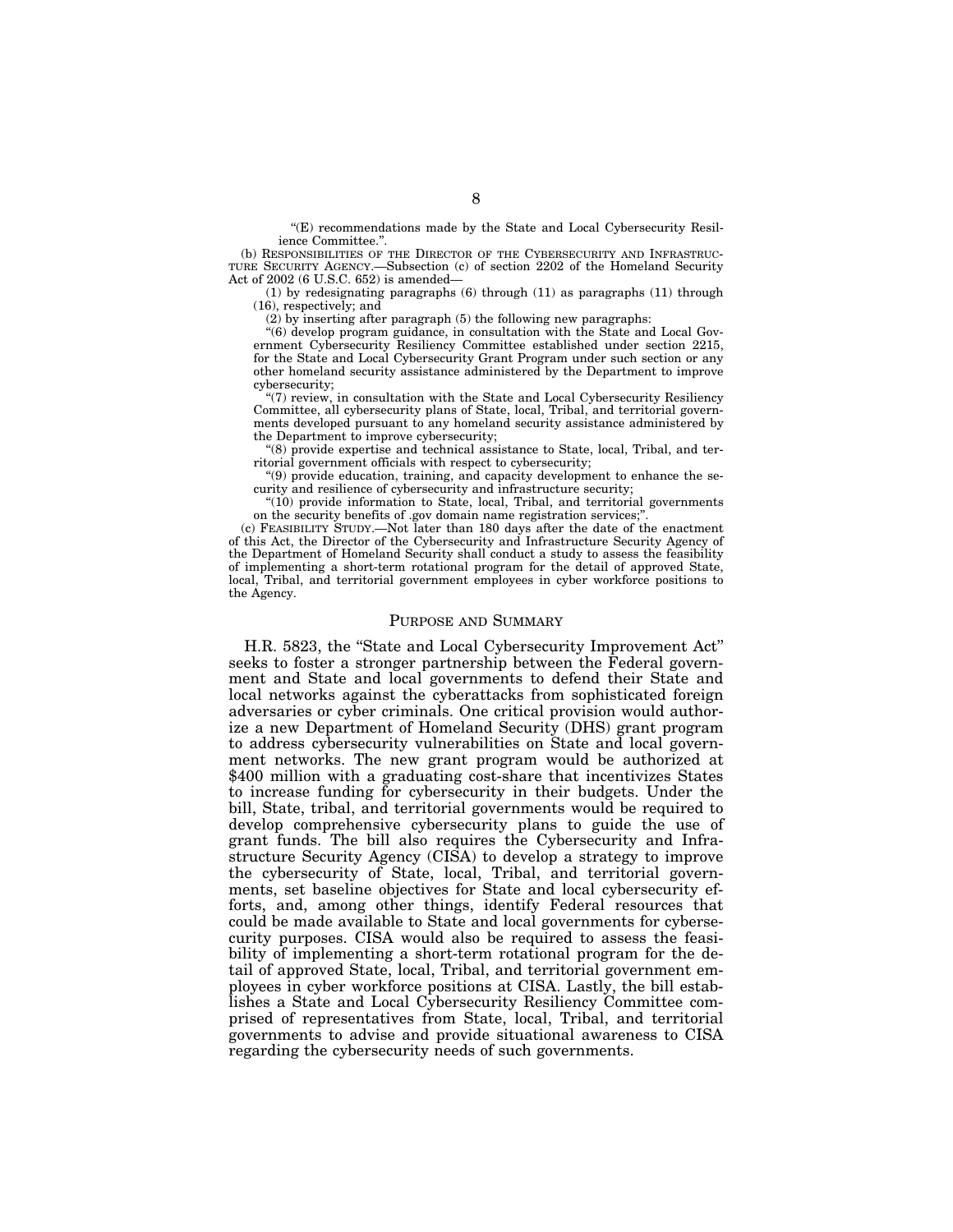"(E) recommendations made by the State and Local Cybersecurity Resilience Committee.".

(b) RESPONSIBILITIES OF THE DIRECTOR OF THE CYBERSECURITY AND INFRASTRUCTURE SECURITY AGENCY.—Subsection (c) of section 2202 of the Homeland Security Act of 2002 (6 U.S.C. 652) is amended—

(1) by redesignating paragraphs (6) through (11) as paragraphs (11) through (16), respectively; and

(2) by inserting after paragraph (5) the following new paragraphs:

"(6) develop program guidance, in consultation with the State and Local Government Cybersecurity Resiliency Committee established under section 2215, for the State and Local Cybersecurity Grant Program under such section or any other homeland security assistance administered by the Department to improve cybersecurity;

"(7) review, in consultation with the State and Local Cybersecurity Resiliency Committee, all cybersecurity plans of State, local, Tribal, and territorial governments developed pursuant to any homeland security assistance administered by the Department to improve cybersecurity;

"(8) provide expertise and technical assistance to State, local, Tribal, and territorial government officials with respect to cybersecurity;

"(9) provide education, training, and capacity development to enhance the security and resilience of cybersecurity and infrastructure security;

"(10) provide information to State, local, Tribal, and territorial governments on the security benefits of .gov domain name registration services;".

(c) FEASIBILITY STUDY.—Not later than 180 days after the date of the enactment of this Act, the Director of the Cybersecurity and Infrastructure Security Agency of the Department of Homeland Security shall conduct a study to assess the feasibility of implementing a short-term rotational program for the detail of approved State, local, Tribal, and territorial government employees in cyber workforce positions to the Agency.

## PURPOSE AND SUMMARY

H.R. 5823, the "State and Local Cybersecurity Improvement Act" seeks to foster a stronger partnership between the Federal government and State and local governments to defend their State and local networks against the cyberattacks from sophisticated foreign adversaries or cyber criminals. One critical provision would authorize a new Department of Homeland Security (DHS) grant program to address cybersecurity vulnerabilities on State and local government networks. The new grant program would be authorized at $400 million with a graduating cost-share that incentivizes States to increase funding for cybersecurity in their budgets. Under the bill, State, tribal, and territorial governments would be required to develop comprehensive cybersecurity plans to guide the use of grant funds. The bill also requires the Cybersecurity and Infrastructure Security Agency (CISA) to develop a strategy to improve the cybersecurity of State, local, Tribal, and territorial governments, set baseline objectives for State and local cybersecurity efforts, and, among other things, identify Federal resources that could be made available to State and local governments for cybersecurity purposes. CISA would also be required to assess the feasibility of implementing a short-term rotational program for the detail of approved State, local, Tribal, and territorial government employees in cyber workforce positions at CISA. Lastly, the bill establishes a State and Local Cybersecurity Resiliency Committee comprised of representatives from State, local, Tribal, and territorial governments to advise and provide situational awareness to CISA regarding the cybersecurity needs of such governments.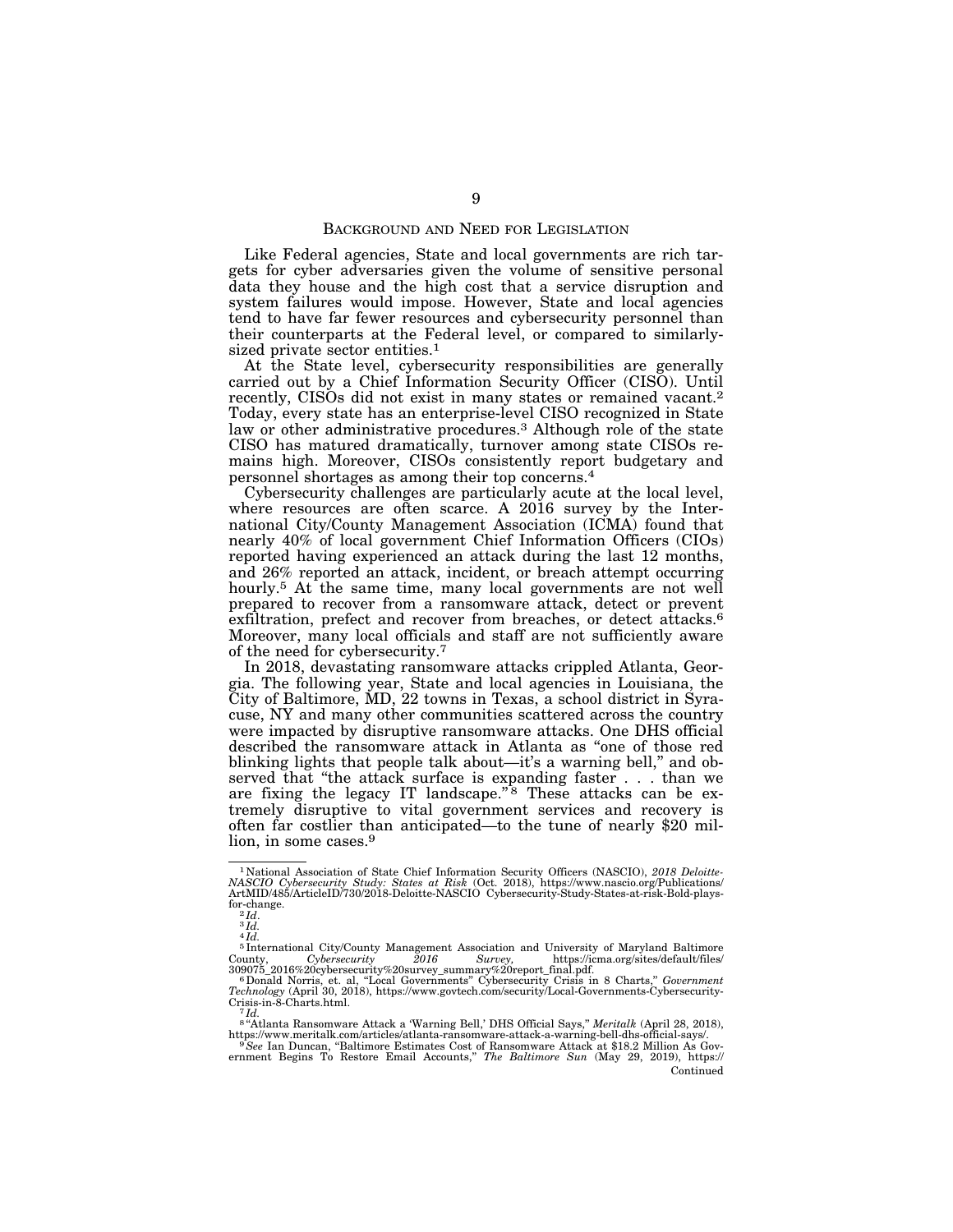## BACKGROUND AND NEED FOR LEGISLATION

Like Federal agencies, State and local governments are rich targets for cyber adversaries given the volume of sensitive personal data they house and the high cost that a service disruption and system failures would impose. However, State and local agencies tend to have far fewer resources and cybersecurity personnel than their counterparts at the Federal level, or compared to similarly-sized private sector entities.[1]

At the State level, cybersecurity responsibilities are generally carried out by a Chief Information Security Officer (CISO). Until recently, CISOs did not exist in many states or remained vacant.[2] Today, every state has an enterprise-level CISO recognized in State law or other administrative procedures.[3] Although role of the state CISO has matured dramatically, turnover among state CISOs remains high. Moreover, CISOs consistently report budgetary and personnel shortages as among their top concerns.[4]

Cybersecurity challenges are particularly acute at the local level, where resources are often scarce. A 2016 survey by the International City/County Management Association (ICMA) found that nearly 40% of local government Chief Information Officers (CIOs) reported having experienced an attack during the last 12 months, and 26% reported an attack, incident, or breach attempt occurring hourly.[5] At the same time, many local governments are not well prepared to recover from a ransomware attack, detect or prevent exfiltration, prefect and recover from breaches, or detect attacks.[6] Moreover, many local officials and staff are not sufficiently aware of the need for cybersecurity.[7]

In 2018, devastating ransomware attacks crippled Atlanta, Georgia. The following year, State and local agencies in Louisiana, the City of Baltimore, MD, 22 towns in Texas, a school district in Syracuse, NY and many other communities scattered across the country were impacted by disruptive ransomware attacks. One DHS official described the ransomware attack in Atlanta as "one of those red blinking lights that people talk about—it's a warning bell," and observed that "the attack surface is expanding faster . . . than we are fixing the legacy IT landscape."[8] These attacks can be extremely disruptive to vital government services and recovery is often far costlier than anticipated—to the tune of nearly $20 million, in some cases.[9]

---

[1] National Association of State Chief Information Security Officers (NASCIO), *2018 Deloitte-NASCIO Cybersecurity Study: States at Risk* (Oct. 2018), https://www.nascio.org/Publications/ArtMID/485/ArticleID/730/2018-Deloitte-NASCIO Cybersecurity-Study-States-at-risk-Bold-plays-for-change.

[2] *Id*.

[3] *Id.*

[4] *Id.*

[5] International City/County Management Association and University of Maryland Baltimore County, *Cybersecurity 2016 Survey,* https://icma.org/sites/default/files/309075_2016%20cybersecurity%20survey_summary%20report_final.pdf.

[6] Donald Norris, et. al, "Local Governments" Cybersecurity Crisis in 8 Charts," *Government Technology* (April 30, 2018), https://www.govtech.com/security/Local-Governments-Cybersecurity-Crisis-in-8-Charts.html.

[7] *Id.*

[8] "Atlanta Ransomware Attack a 'Warning Bell,' DHS Official Says," *Meritalk* (April 28, 2018), https://www.meritalk.com/articles/atlanta-ransomware-attack-a-warning-bell-dhs-official-says/.

[9] *See* Ian Duncan, "Baltimore Estimates Cost of Ransomware Attack at $18.2 Million As Government Begins To Restore Email Accounts," *The Baltimore Sun* (May 29, 2019), https://

Continued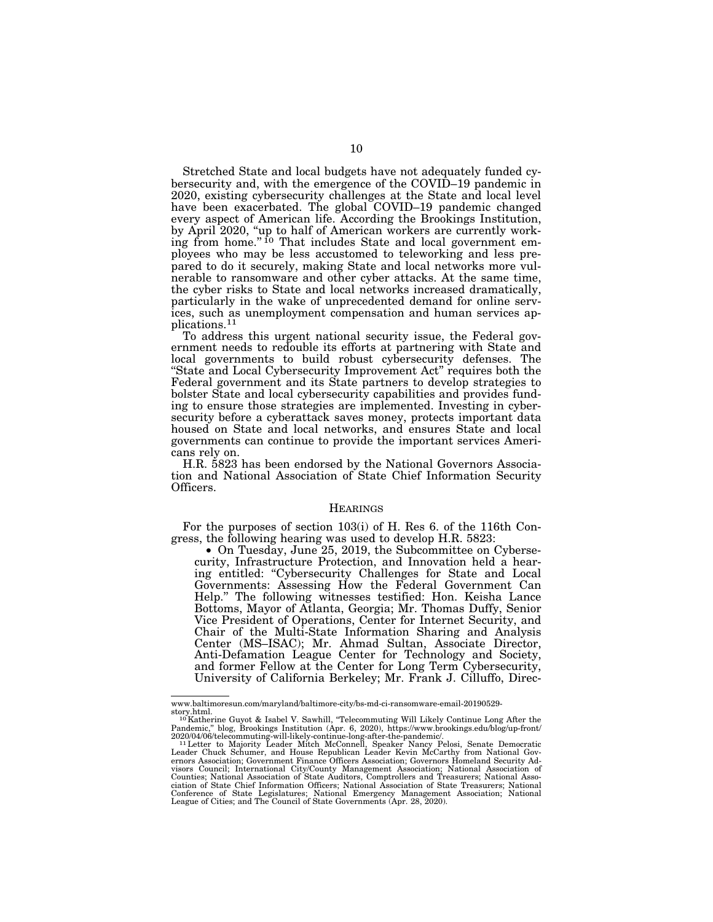Stretched State and local budgets have not adequately funded cybersecurity and, with the emergence of the COVID–19 pandemic in 2020, existing cybersecurity challenges at the State and local level have been exacerbated. The global COVID–19 pandemic changed every aspect of American life. According the Brookings Institution, by April 2020, "up to half of American workers are currently working from home."[10] That includes State and local government employees who may be less accustomed to teleworking and less prepared to do it securely, making State and local networks more vulnerable to ransomware and other cyber attacks. At the same time, the cyber risks to State and local networks increased dramatically, particularly in the wake of unprecedented demand for online services, such as unemployment compensation and human services applications.[11]

To address this urgent national security issue, the Federal government needs to redouble its efforts at partnering with State and local governments to build robust cybersecurity defenses. The "State and Local Cybersecurity Improvement Act" requires both the Federal government and its State partners to develop strategies to bolster State and local cybersecurity capabilities and provides funding to ensure those strategies are implemented. Investing in cybersecurity before a cyberattack saves money, protects important data housed on State and local networks, and ensures State and local governments can continue to provide the important services Americans rely on.

H.R. 5823 has been endorsed by the National Governors Association and National Association of State Chief Information Security Officers.

## HEARINGS

For the purposes of section 103(i) of H. Res 6. of the 116th Congress, the following hearing was used to develop H.R. 5823:

- On Tuesday, June 25, 2019, the Subcommittee on Cybersecurity, Infrastructure Protection, and Innovation held a hearing entitled: "Cybersecurity Challenges for State and Local Governments: Assessing How the Federal Government Can Help." The following witnesses testified: Hon. Keisha Lance Bottoms, Mayor of Atlanta, Georgia; Mr. Thomas Duffy, Senior Vice President of Operations, Center for Internet Security, and Chair of the Multi-State Information Sharing and Analysis Center (MS–ISAC); Mr. Ahmad Sultan, Associate Director, Anti-Defamation League Center for Technology and Society, and former Fellow at the Center for Long Term Cybersecurity, University of California Berkeley; Mr. Frank J. Cilluffo, Direc-

---

www.baltimoresun.com/maryland/baltimore-city/bs-md-ci-ransomware-email-20190529-story.html.

[10] Katherine Guyot & Isabel V. Sawhill, "Telecommuting Will Likely Continue Long After the Pandemic," blog, Brookings Institution (Apr. 6, 2020), https://www.brookings.edu/blog/up-front/2020/04/06/telecommuting-will-likely-continue-long-after-the-pandemic/.

[11] Letter to Majority Leader Mitch McConnell, Speaker Nancy Pelosi, Senate Democratic Leader Chuck Schumer, and House Republican Leader Kevin McCarthy from National Governors Association; Government Finance Officers Association; Governors Homeland Security Advisors Council; International City/County Management Association; National Association of Counties; National Association of State Auditors, Comptrollers and Treasurers; National Association of State Chief Information Officers; National Association of State Treasurers; National Conference of State Legislatures; National Emergency Management Association; National League of Cities; and The Council of State Governments (Apr. 28, 2020).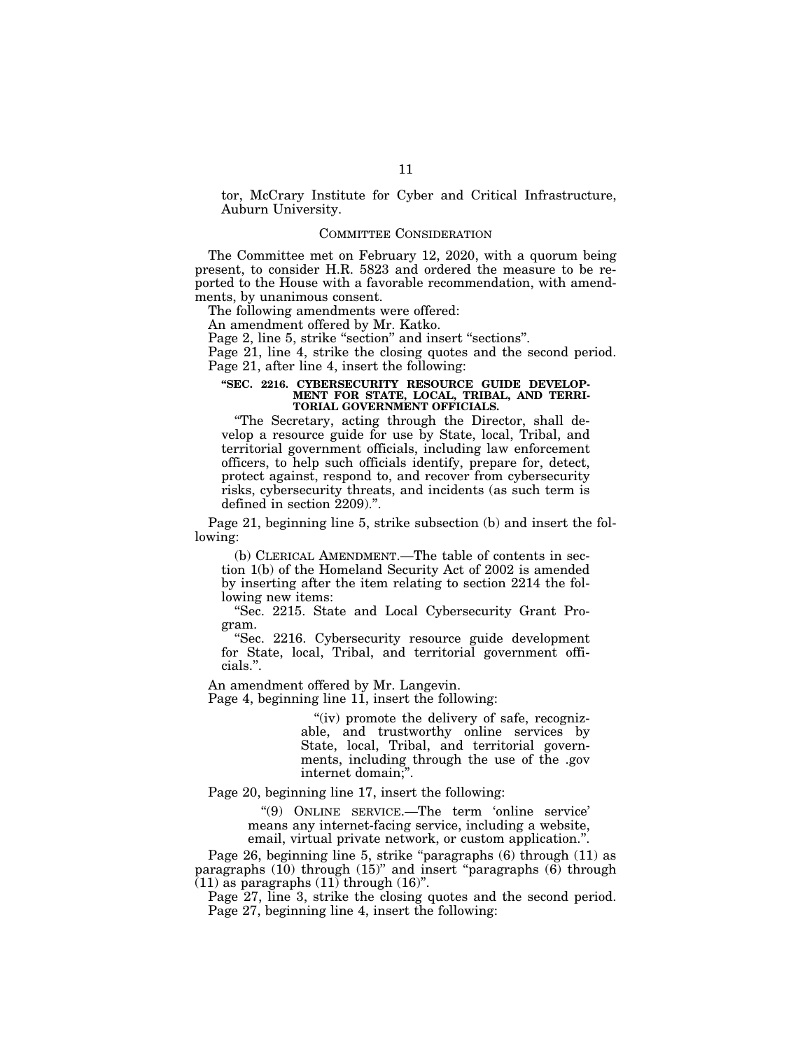tor, McCrary Institute for Cyber and Critical Infrastructure, Auburn University.

## COMMITTEE CONSIDERATION

The Committee met on February 12, 2020, with a quorum being present, to consider H.R. 5823 and ordered the measure to be reported to the House with a favorable recommendation, with amendments, by unanimous consent.

The following amendments were offered:

An amendment offered by Mr. Katko.

Page 2, line 5, strike "section" and insert "sections".

Page 21, line 4, strike the closing quotes and the second period.

Page 21, after line 4, insert the following:

**"SEC. 2216. CYBERSECURITY RESOURCE GUIDE DEVELOPMENT FOR STATE, LOCAL, TRIBAL, AND TERRITORIAL GOVERNMENT OFFICIALS.**

"The Secretary, acting through the Director, shall develop a resource guide for use by State, local, Tribal, and territorial government officials, including law enforcement officers, to help such officials identify, prepare for, detect, protect against, respond to, and recover from cybersecurity risks, cybersecurity threats, and incidents (as such term is defined in section 2209).".

Page 21, beginning line 5, strike subsection (b) and insert the following:

(b) CLERICAL AMENDMENT.—The table of contents in section 1(b) of the Homeland Security Act of 2002 is amended by inserting after the item relating to section 2214 the following new items:

"Sec. 2215. State and Local Cybersecurity Grant Program.

"Sec. 2216. Cybersecurity resource guide development for State, local, Tribal, and territorial government officials.".

An amendment offered by Mr. Langevin.

Page 4, beginning line 11, insert the following:

"(iv) promote the delivery of safe, recognizable, and trustworthy online services by State, local, Tribal, and territorial governments, including through the use of the .gov internet domain;".

Page 20, beginning line 17, insert the following:

"(9) ONLINE SERVICE.—The term 'online service' means any internet-facing service, including a website, email, virtual private network, or custom application.".

Page 26, beginning line 5, strike "paragraphs (6) through (11) as paragraphs (10) through (15)" and insert "paragraphs (6) through (11) as paragraphs (11) through (16)".

Page 27, line 3, strike the closing quotes and the second period.

Page 27, beginning line 4, insert the following: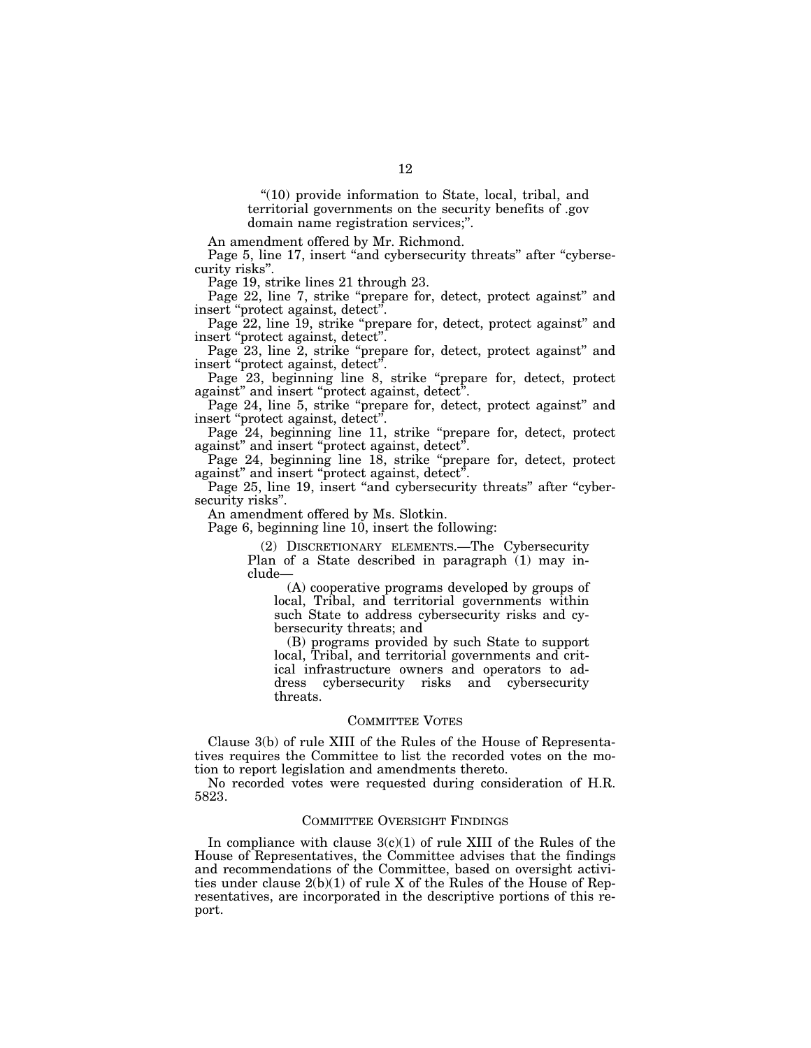"(10) provide information to State, local, tribal, and territorial governments on the security benefits of .gov domain name registration services;".

An amendment offered by Mr. Richmond.

Page 5, line 17, insert "and cybersecurity threats" after "cybersecurity risks".

Page 19, strike lines 21 through 23.

Page 22, line 7, strike "prepare for, detect, protect against" and insert "protect against, detect".

Page 22, line 19, strike "prepare for, detect, protect against" and insert "protect against, detect".

Page 23, line 2, strike "prepare for, detect, protect against" and insert "protect against, detect".

Page 23, beginning line 8, strike "prepare for, detect, protect against" and insert "protect against, detect".

Page 24, line 5, strike "prepare for, detect, protect against" and insert "protect against, detect".

Page 24, beginning line 11, strike "prepare for, detect, protect against" and insert "protect against, detect".

Page 24, beginning line 18, strike "prepare for, detect, protect against" and insert "protect against, detect".

Page 25, line 19, insert "and cybersecurity threats" after "cybersecurity risks".

An amendment offered by Ms. Slotkin.

Page 6, beginning line 10, insert the following:

(2) DISCRETIONARY ELEMENTS.—The Cybersecurity Plan of a State described in paragraph (1) may include—

(A) cooperative programs developed by groups of local, Tribal, and territorial governments within such State to address cybersecurity risks and cybersecurity threats; and

(B) programs provided by such State to support local, Tribal, and territorial governments and critical infrastructure owners and operators to address cybersecurity risks and cybersecurity threats.

## COMMITTEE VOTES

Clause 3(b) of rule XIII of the Rules of the House of Representatives requires the Committee to list the recorded votes on the motion to report legislation and amendments thereto.

No recorded votes were requested during consideration of H.R. 5823.

## COMMITTEE OVERSIGHT FINDINGS

In compliance with clause 3(c)(1) of rule XIII of the Rules of the House of Representatives, the Committee advises that the findings and recommendations of the Committee, based on oversight activities under clause 2(b)(1) of rule X of the Rules of the House of Representatives, are incorporated in the descriptive portions of this report.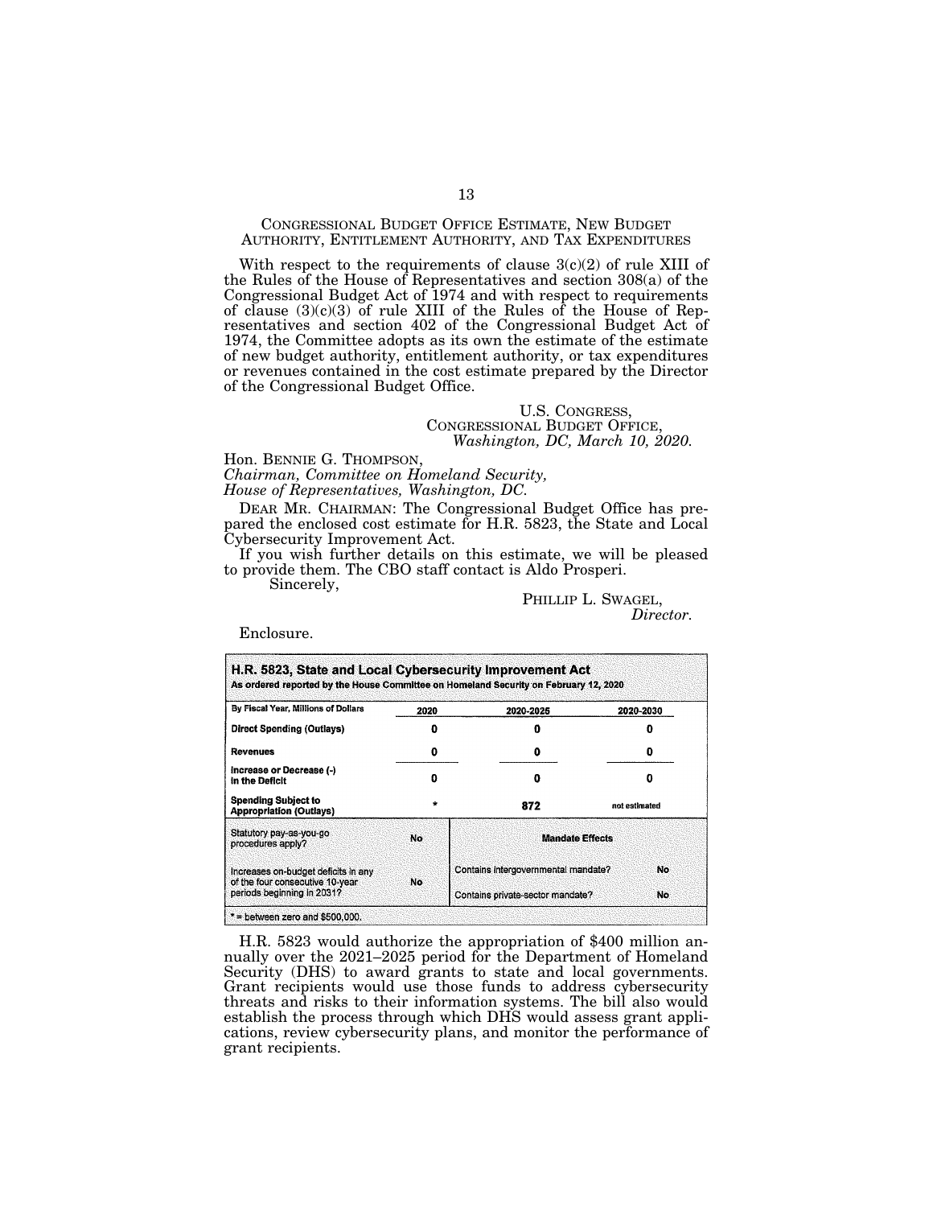## CONGRESSIONAL BUDGET OFFICE ESTIMATE, NEW BUDGET AUTHORITY, ENTITLEMENT AUTHORITY, AND TAX EXPENDITURES

With respect to the requirements of clause 3(c)(2) of rule XIII of the Rules of the House of Representatives and section 308(a) of the Congressional Budget Act of 1974 and with respect to requirements of clause (3)(c)(3) of rule XIII of the Rules of the House of Representatives and section 402 of the Congressional Budget Act of 1974, the Committee adopts as its own the estimate of the estimate of new budget authority, entitlement authority, or tax expenditures or revenues contained in the cost estimate prepared by the Director of the Congressional Budget Office.

U.S. CONGRESS,
CONGRESSIONAL BUDGET OFFICE,
*Washington, DC, March 10, 2020.*

Hon. BENNIE G. THOMPSON,
*Chairman, Committee on Homeland Security,*
*House of Representatives, Washington, DC.*

DEAR MR. CHAIRMAN: The Congressional Budget Office has prepared the enclosed cost estimate for H.R. 5823, the State and Local Cybersecurity Improvement Act.

If you wish further details on this estimate, we will be pleased to provide them. The CBO staff contact is Aldo Prosperi.

Sincerely,

PHILLIP L. SWAGEL,
*Director.*

Enclosure.

**H.R. 5823, State and Local Cybersecurity Improvement Act**
**As ordered reported by the House Committee on Homeland Security on February 12, 2020**

| By Fiscal Year, Millions of Dollars | 2020 | 2020-2025 | 2020-2030 |
|---|---|---|---|
| Direct Spending (Outlays) | 0 | 0 | 0 |
| Revenues | 0 | 0 | 0 |
| Increase or Decrease (-) in the Deficit | 0 | 0 | 0 |
| Spending Subject to Appropriation (Outlays) | * | 872 | not estimated |

| | | Mandate Effects | |
|---|---|---|---|
| Statutory pay-as-you-go procedures apply? | No | Contains intergovernmental mandate? | No |
| Increases on-budget deficits in any of the four consecutive 10-year periods beginning in 2031? | No | Contains private-sector mandate? | No |

* = between zero and $500,000.

H.R. 5823 would authorize the appropriation of $400 million annually over the 2021–2025 period for the Department of Homeland Security (DHS) to award grants to state and local governments. Grant recipients would use those funds to address cybersecurity threats and risks to their information systems. The bill also would establish the process through which DHS would assess grant applications, review cybersecurity plans, and monitor the performance of grant recipients.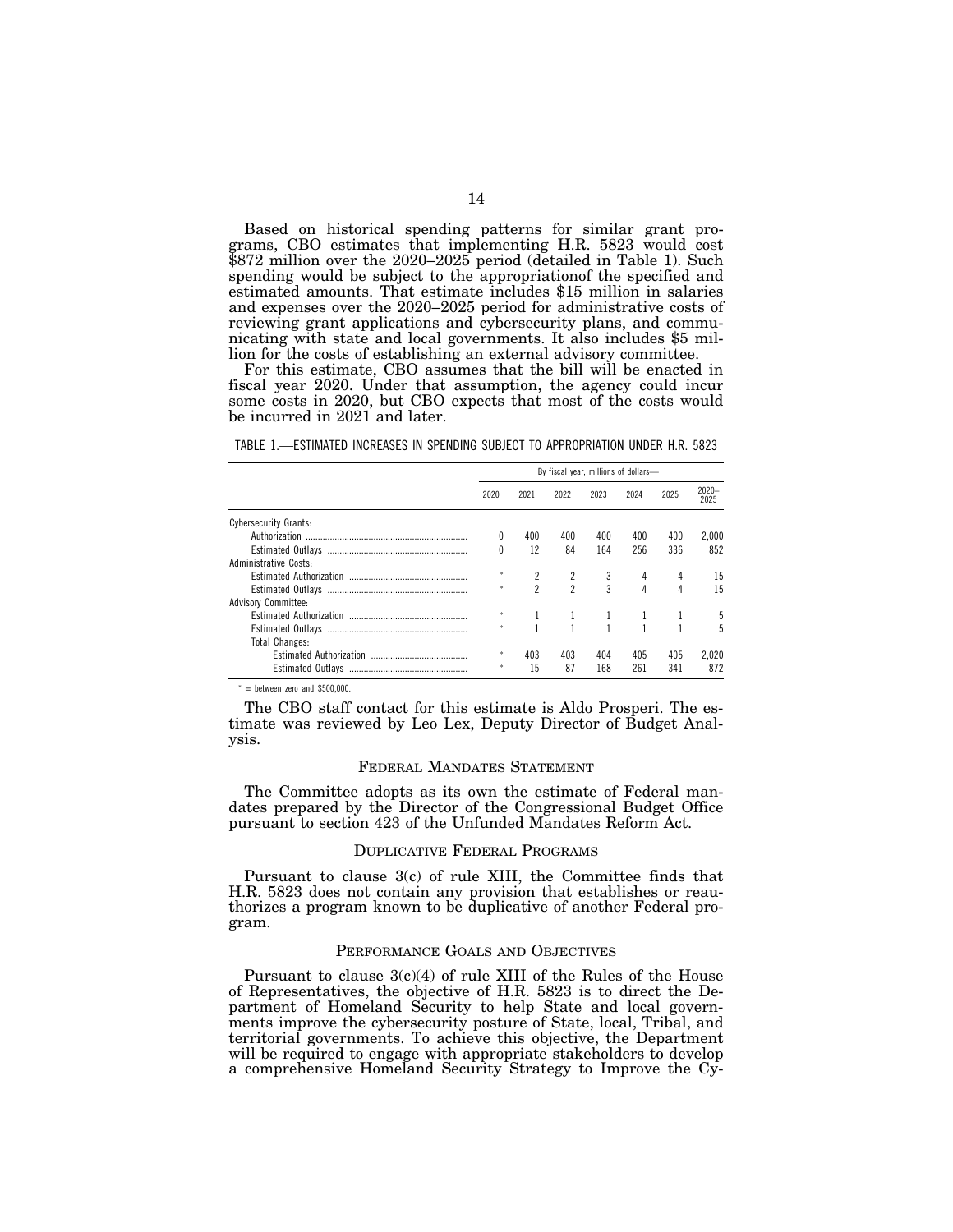Based on historical spending patterns for similar grant programs, CBO estimates that implementing H.R. 5823 would cost $872 million over the 2020–2025 period (detailed in Table 1). Such spending would be subject to the appropriationof the specified and estimated amounts. That estimate includes $15 million in salaries and expenses over the 2020–2025 period for administrative costs of reviewing grant applications and cybersecurity plans, and communicating with state and local governments. It also includes $5 million for the costs of establishing an external advisory committee.

For this estimate, CBO assumes that the bill will be enacted in fiscal year 2020. Under that assumption, the agency could incur some costs in 2020, but CBO expects that most of the costs would be incurred in 2021 and later.

TABLE 1.—ESTIMATED INCREASES IN SPENDING SUBJECT TO APPROPRIATION UNDER H.R. 5823

| | By fiscal year, millions of dollars— | | | | | | |
|---|---|---|---|---|---|---|---|
| | 2020 | 2021 | 2022 | 2023 | 2024 | 2025 | 2020–2025 |
| Cybersecurity Grants: | | | | | | | |
| Authorization | 0 | 400 | 400 | 400 | 400 | 400 | 2,000 |
| Estimated Outlays | 0 | 12 | 84 | 164 | 256 | 336 | 852 |
| Administrative Costs: | | | | | | | |
| Estimated Authorization | * | 2 | 2 | 3 | 4 | 4 | 15 |
| Estimated Outlays | * | 2 | 2 | 3 | 4 | 4 | 15 |
| Advisory Committee: | | | | | | | |
| Estimated Authorization | * | 1 | 1 | 1 | 1 | 1 | 5 |
| Estimated Outlays | * | 1 | 1 | 1 | 1 | 1 | 5 |
| Total Changes: | | | | | | | |
| Estimated Authorization | * | 403 | 403 | 404 | 405 | 405 | 2,020 |
| Estimated Outlays | * | 15 | 87 | 168 | 261 | 341 | 872 |

\* = between zero and $500,000.

The CBO staff contact for this estimate is Aldo Prosperi. The estimate was reviewed by Leo Lex, Deputy Director of Budget Analysis.

## FEDERAL MANDATES STATEMENT

The Committee adopts as its own the estimate of Federal mandates prepared by the Director of the Congressional Budget Office pursuant to section 423 of the Unfunded Mandates Reform Act.

## DUPLICATIVE FEDERAL PROGRAMS

Pursuant to clause 3(c) of rule XIII, the Committee finds that H.R. 5823 does not contain any provision that establishes or reauthorizes a program known to be duplicative of another Federal program.

## PERFORMANCE GOALS AND OBJECTIVES

Pursuant to clause 3(c)(4) of rule XIII of the Rules of the House of Representatives, the objective of H.R. 5823 is to direct the Department of Homeland Security to help State and local governments improve the cybersecurity posture of State, local, Tribal, and territorial governments. To achieve this objective, the Department will be required to engage with appropriate stakeholders to develop a comprehensive Homeland Security Strategy to Improve the Cy-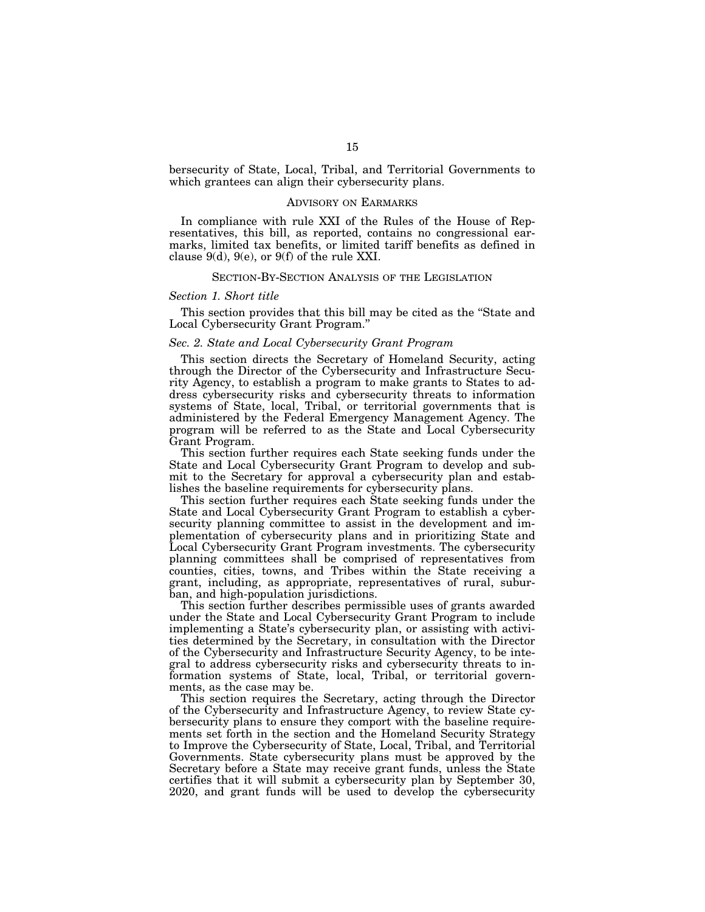bersecurity of State, Local, Tribal, and Territorial Governments to which grantees can align their cybersecurity plans.

## ADVISORY ON EARMARKS

In compliance with rule XXI of the Rules of the House of Representatives, this bill, as reported, contains no congressional earmarks, limited tax benefits, or limited tariff benefits as defined in clause 9(d), 9(e), or 9(f) of the rule XXI.

## SECTION-BY-SECTION ANALYSIS OF THE LEGISLATION

### *Section 1. Short title*

This section provides that this bill may be cited as the "State and Local Cybersecurity Grant Program."

### *Sec. 2. State and Local Cybersecurity Grant Program*

This section directs the Secretary of Homeland Security, acting through the Director of the Cybersecurity and Infrastructure Security Agency, to establish a program to make grants to States to address cybersecurity risks and cybersecurity threats to information systems of State, local, Tribal, or territorial governments that is administered by the Federal Emergency Management Agency. The program will be referred to as the State and Local Cybersecurity Grant Program.

This section further requires each State seeking funds under the State and Local Cybersecurity Grant Program to develop and submit to the Secretary for approval a cybersecurity plan and establishes the baseline requirements for cybersecurity plans.

This section further requires each State seeking funds under the State and Local Cybersecurity Grant Program to establish a cybersecurity planning committee to assist in the development and implementation of cybersecurity plans and in prioritizing State and Local Cybersecurity Grant Program investments. The cybersecurity planning committees shall be comprised of representatives from counties, cities, towns, and Tribes within the State receiving a grant, including, as appropriate, representatives of rural, suburban, and high-population jurisdictions.

This section further describes permissible uses of grants awarded under the State and Local Cybersecurity Grant Program to include implementing a State's cybersecurity plan, or assisting with activities determined by the Secretary, in consultation with the Director of the Cybersecurity and Infrastructure Security Agency, to be integral to address cybersecurity risks and cybersecurity threats to information systems of State, local, Tribal, or territorial governments, as the case may be.

This section requires the Secretary, acting through the Director of the Cybersecurity and Infrastructure Agency, to review State cybersecurity plans to ensure they comport with the baseline requirements set forth in the section and the Homeland Security Strategy to Improve the Cybersecurity of State, Local, Tribal, and Territorial Governments. State cybersecurity plans must be approved by the Secretary before a State may receive grant funds, unless the State certifies that it will submit a cybersecurity plan by September 30, 2020, and grant funds will be used to develop the cybersecurity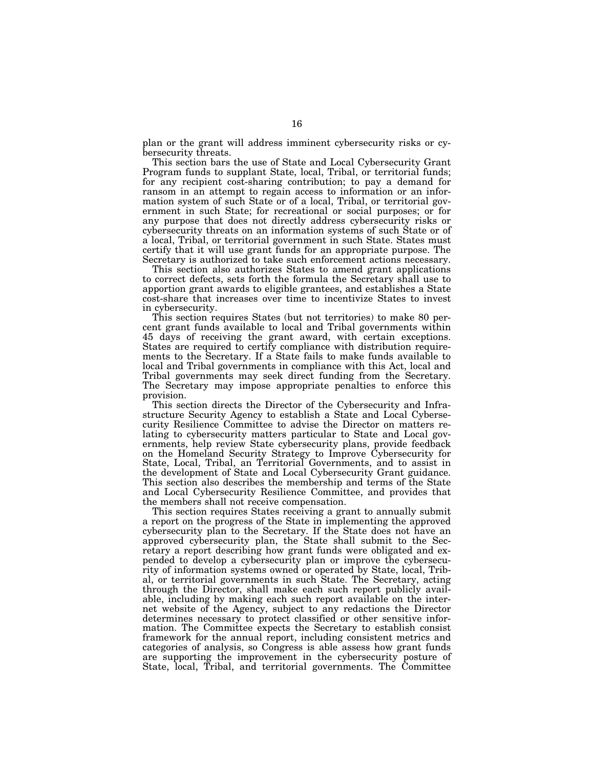plan or the grant will address imminent cybersecurity risks or cybersecurity threats.

This section bars the use of State and Local Cybersecurity Grant Program funds to supplant State, local, Tribal, or territorial funds; for any recipient cost-sharing contribution; to pay a demand for ransom in an attempt to regain access to information or an information system of such State or of a local, Tribal, or territorial government in such State; for recreational or social purposes; or for any purpose that does not directly address cybersecurity risks or cybersecurity threats on an information systems of such State or of a local, Tribal, or territorial government in such State. States must certify that it will use grant funds for an appropriate purpose. The Secretary is authorized to take such enforcement actions necessary.

This section also authorizes States to amend grant applications to correct defects, sets forth the formula the Secretary shall use to apportion grant awards to eligible grantees, and establishes a State cost-share that increases over time to incentivize States to invest in cybersecurity.

This section requires States (but not territories) to make 80 percent grant funds available to local and Tribal governments within 45 days of receiving the grant award, with certain exceptions. States are required to certify compliance with distribution requirements to the Secretary. If a State fails to make funds available to local and Tribal governments in compliance with this Act, local and Tribal governments may seek direct funding from the Secretary. The Secretary may impose appropriate penalties to enforce this provision.

This section directs the Director of the Cybersecurity and Infrastructure Security Agency to establish a State and Local Cybersecurity Resilience Committee to advise the Director on matters relating to cybersecurity matters particular to State and Local governments, help review State cybersecurity plans, provide feedback on the Homeland Security Strategy to Improve Cybersecurity for State, Local, Tribal, an Territorial Governments, and to assist in the development of State and Local Cybersecurity Grant guidance. This section also describes the membership and terms of the State and Local Cybersecurity Resilience Committee, and provides that the members shall not receive compensation.

This section requires States receiving a grant to annually submit a report on the progress of the State in implementing the approved cybersecurity plan to the Secretary. If the State does not have an approved cybersecurity plan, the State shall submit to the Secretary a report describing how grant funds were obligated and expended to develop a cybersecurity plan or improve the cybersecurity of information systems owned or operated by State, local, Tribal, or territorial governments in such State. The Secretary, acting through the Director, shall make each such report publicly available, including by making each such report available on the internet website of the Agency, subject to any redactions the Director determines necessary to protect classified or other sensitive information. The Committee expects the Secretary to establish consist framework for the annual report, including consistent metrics and categories of analysis, so Congress is able assess how grant funds are supporting the improvement in the cybersecurity posture of State, local, Tribal, and territorial governments. The Committee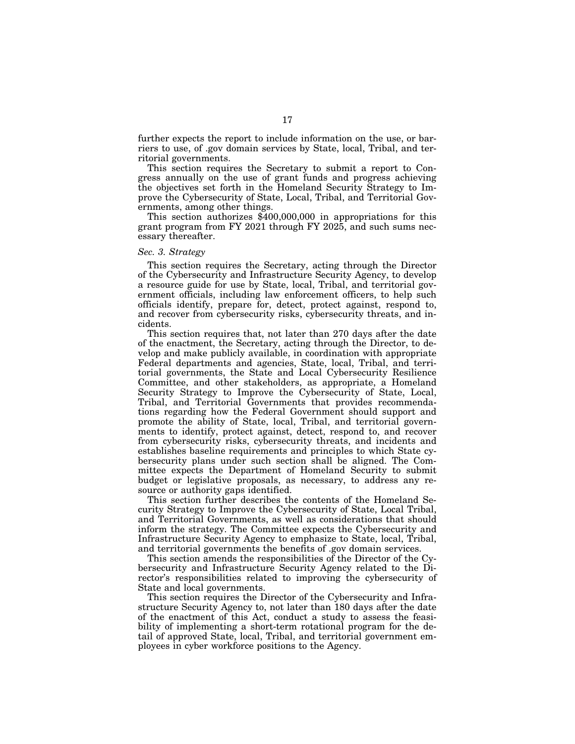further expects the report to include information on the use, or barriers to use, of .gov domain services by State, local, Tribal, and territorial governments.

This section requires the Secretary to submit a report to Congress annually on the use of grant funds and progress achieving the objectives set forth in the Homeland Security Strategy to Improve the Cybersecurity of State, Local, Tribal, and Territorial Governments, among other things.

This section authorizes $400,000,000 in appropriations for this grant program from FY 2021 through FY 2025, and such sums necessary thereafter.

*Sec. 3. Strategy*

This section requires the Secretary, acting through the Director of the Cybersecurity and Infrastructure Security Agency, to develop a resource guide for use by State, local, Tribal, and territorial government officials, including law enforcement officers, to help such officials identify, prepare for, detect, protect against, respond to, and recover from cybersecurity risks, cybersecurity threats, and incidents.

This section requires that, not later than 270 days after the date of the enactment, the Secretary, acting through the Director, to develop and make publicly available, in coordination with appropriate Federal departments and agencies, State, local, Tribal, and territorial governments, the State and Local Cybersecurity Resilience Committee, and other stakeholders, as appropriate, a Homeland Security Strategy to Improve the Cybersecurity of State, Local, Tribal, and Territorial Governments that provides recommendations regarding how the Federal Government should support and promote the ability of State, local, Tribal, and territorial governments to identify, protect against, detect, respond to, and recover from cybersecurity risks, cybersecurity threats, and incidents and establishes baseline requirements and principles to which State cybersecurity plans under such section shall be aligned. The Committee expects the Department of Homeland Security to submit budget or legislative proposals, as necessary, to address any resource or authority gaps identified.

This section further describes the contents of the Homeland Security Strategy to Improve the Cybersecurity of State, Local Tribal, and Territorial Governments, as well as considerations that should inform the strategy. The Committee expects the Cybersecurity and Infrastructure Security Agency to emphasize to State, local, Tribal, and territorial governments the benefits of .gov domain services.

This section amends the responsibilities of the Director of the Cybersecurity and Infrastructure Security Agency related to the Director's responsibilities related to improving the cybersecurity of State and local governments.

This section requires the Director of the Cybersecurity and Infrastructure Security Agency to, not later than 180 days after the date of the enactment of this Act, conduct a study to assess the feasibility of implementing a short-term rotational program for the detail of approved State, local, Tribal, and territorial government employees in cyber workforce positions to the Agency.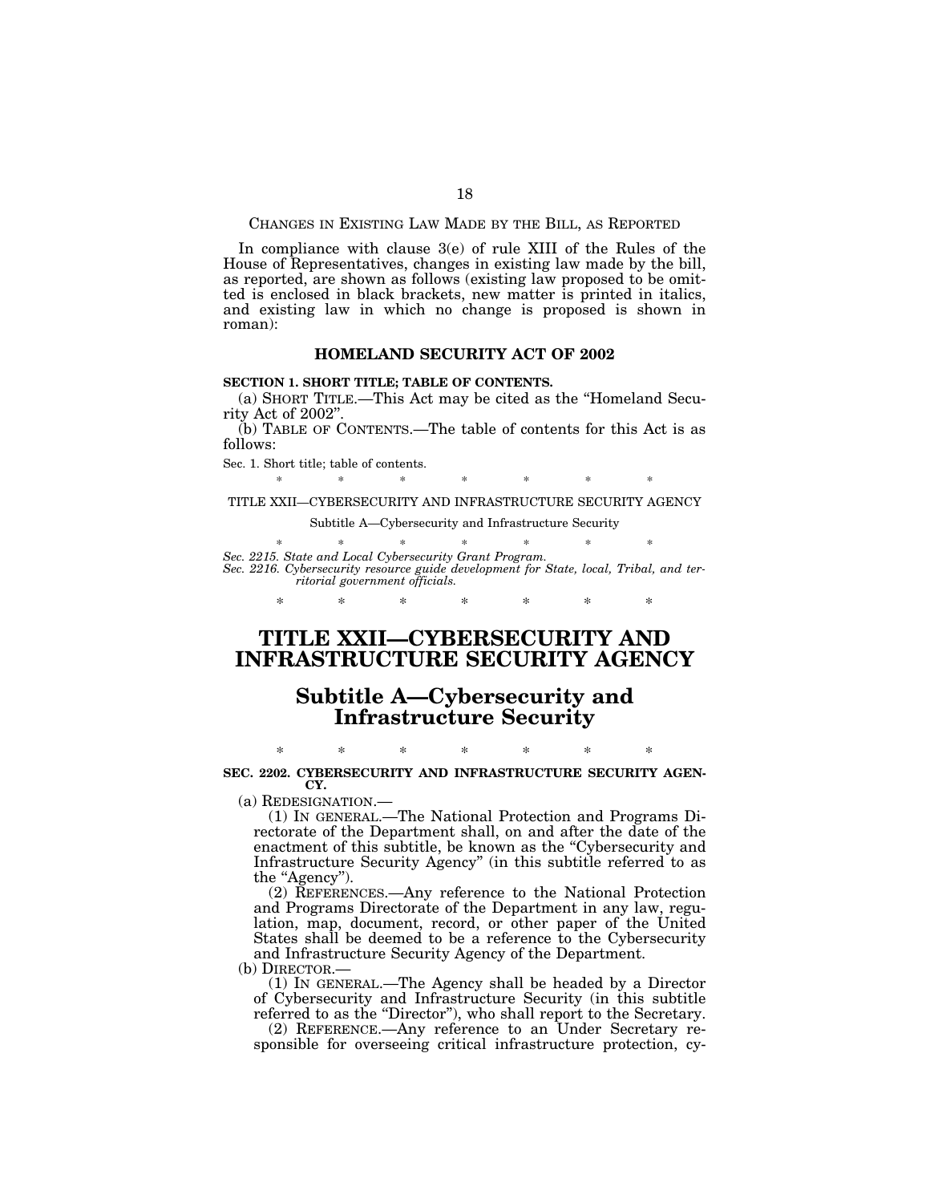CHANGES IN EXISTING LAW MADE BY THE BILL, AS REPORTED

In compliance with clause 3(e) of rule XIII of the Rules of the House of Representatives, changes in existing law made by the bill, as reported, are shown as follows (existing law proposed to be omitted is enclosed in black brackets, new matter is printed in italics, and existing law in which no change is proposed is shown in roman):

## HOMELAND SECURITY ACT OF 2002

**SECTION 1. SHORT TITLE; TABLE OF CONTENTS.**

(a) SHORT TITLE.—This Act may be cited as the "Homeland Security Act of 2002".

(b) TABLE OF CONTENTS.—The table of contents for this Act is as follows:

Sec. 1. Short title; table of contents.

\* \* \* \* \* \* \*

TITLE XXII—CYBERSECURITY AND INFRASTRUCTURE SECURITY AGENCY

Subtitle A—Cybersecurity and Infrastructure Security

\* \* \* \* \* \* \*

*Sec. 2215. State and Local Cybersecurity Grant Program.*
*Sec. 2216. Cybersecurity resource guide development for State, local, Tribal, and territorial government officials.*

\* \* \* \* \* \* \*

# TITLE XXII—CYBERSECURITY AND INFRASTRUCTURE SECURITY AGENCY

## Subtitle A—Cybersecurity and Infrastructure Security

\* \* \* \* \* \* \*

**SEC. 2202. CYBERSECURITY AND INFRASTRUCTURE SECURITY AGENCY.**

(a) REDESIGNATION.—

(1) IN GENERAL.—The National Protection and Programs Directorate of the Department shall, on and after the date of the enactment of this subtitle, be known as the "Cybersecurity and Infrastructure Security Agency" (in this subtitle referred to as the "Agency").

(2) REFERENCES.—Any reference to the National Protection and Programs Directorate of the Department in any law, regulation, map, document, record, or other paper of the United States shall be deemed to be a reference to the Cybersecurity and Infrastructure Security Agency of the Department.

(b) DIRECTOR.—

(1) IN GENERAL.—The Agency shall be headed by a Director of Cybersecurity and Infrastructure Security (in this subtitle referred to as the "Director"), who shall report to the Secretary.

(2) REFERENCE.—Any reference to an Under Secretary responsible for overseeing critical infrastructure protection, cy-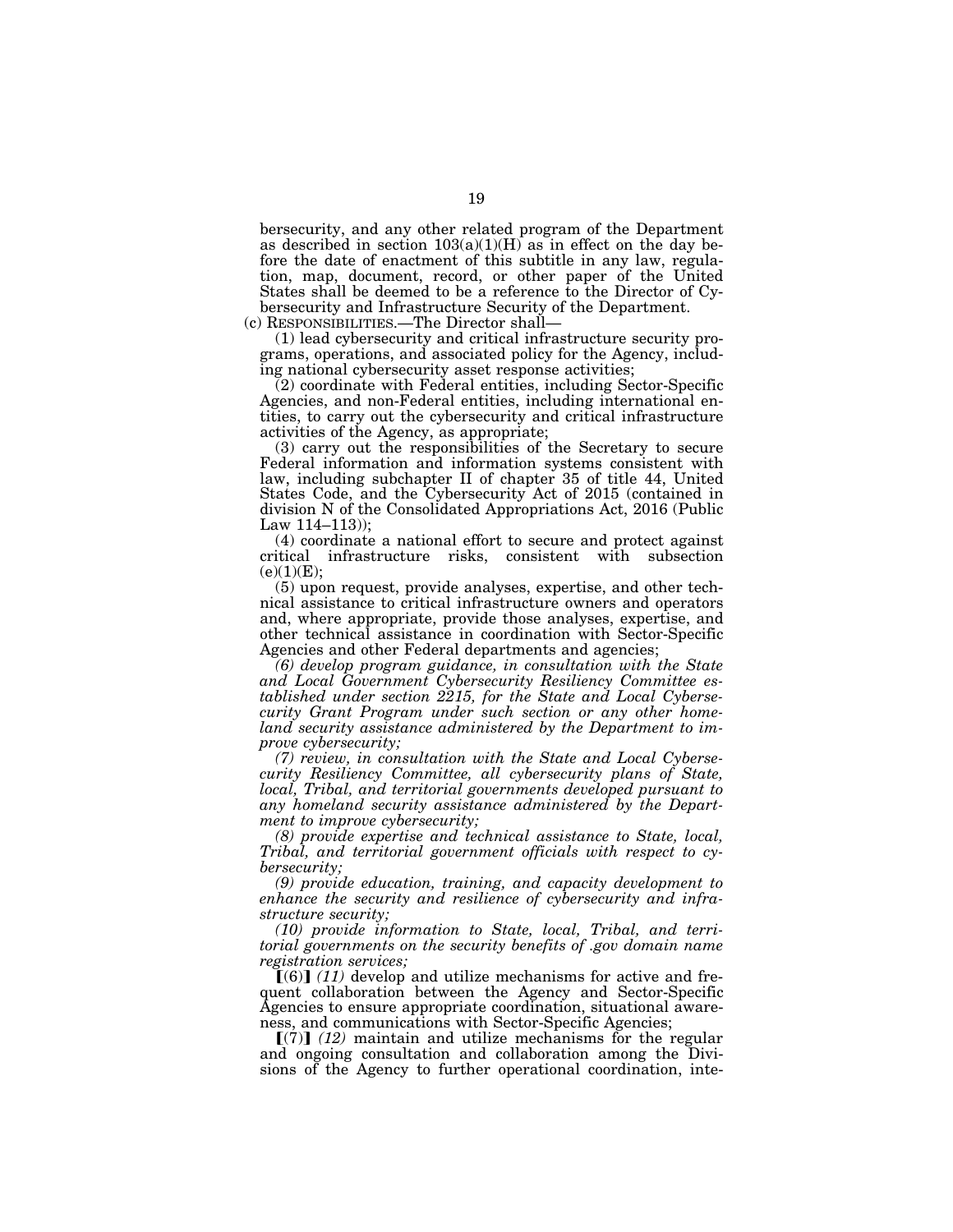bersecurity, and any other related program of the Department as described in section 103(a)(1)(H) as in effect on the day before the date of enactment of this subtitle in any law, regulation, map, document, record, or other paper of the United States shall be deemed to be a reference to the Director of Cybersecurity and Infrastructure Security of the Department.

(c) RESPONSIBILITIES.—The Director shall—

(1) lead cybersecurity and critical infrastructure security programs, operations, and associated policy for the Agency, including national cybersecurity asset response activities;

(2) coordinate with Federal entities, including Sector-Specific Agencies, and non-Federal entities, including international entities, to carry out the cybersecurity and critical infrastructure activities of the Agency, as appropriate;

(3) carry out the responsibilities of the Secretary to secure Federal information and information systems consistent with law, including subchapter II of chapter 35 of title 44, United States Code, and the Cybersecurity Act of 2015 (contained in division N of the Consolidated Appropriations Act, 2016 (Public Law 114–113));

(4) coordinate a national effort to secure and protect against critical infrastructure risks, consistent with subsection (e)(1)(E);

(5) upon request, provide analyses, expertise, and other technical assistance to critical infrastructure owners and operators and, where appropriate, provide those analyses, expertise, and other technical assistance in coordination with Sector-Specific Agencies and other Federal departments and agencies;

*(6) develop program guidance, in consultation with the State and Local Government Cybersecurity Resiliency Committee established under section 2215, for the State and Local Cybersecurity Grant Program under such section or any other homeland security assistance administered by the Department to improve cybersecurity;*

*(7) review, in consultation with the State and Local Cybersecurity Resiliency Committee, all cybersecurity plans of State, local, Tribal, and territorial governments developed pursuant to any homeland security assistance administered by the Department to improve cybersecurity;*

*(8) provide expertise and technical assistance to State, local, Tribal, and territorial government officials with respect to cybersecurity;*

*(9) provide education, training, and capacity development to enhance the security and resilience of cybersecurity and infrastructure security;*

*(10) provide information to State, local, Tribal, and territorial governments on the security benefits of .gov domain name registration services;*

⟦(6)⟧ *(11)* develop and utilize mechanisms for active and frequent collaboration between the Agency and Sector-Specific Agencies to ensure appropriate coordination, situational awareness, and communications with Sector-Specific Agencies;

⟦(7)⟧ *(12)* maintain and utilize mechanisms for the regular and ongoing consultation and collaboration among the Divisions of the Agency to further operational coordination, inte-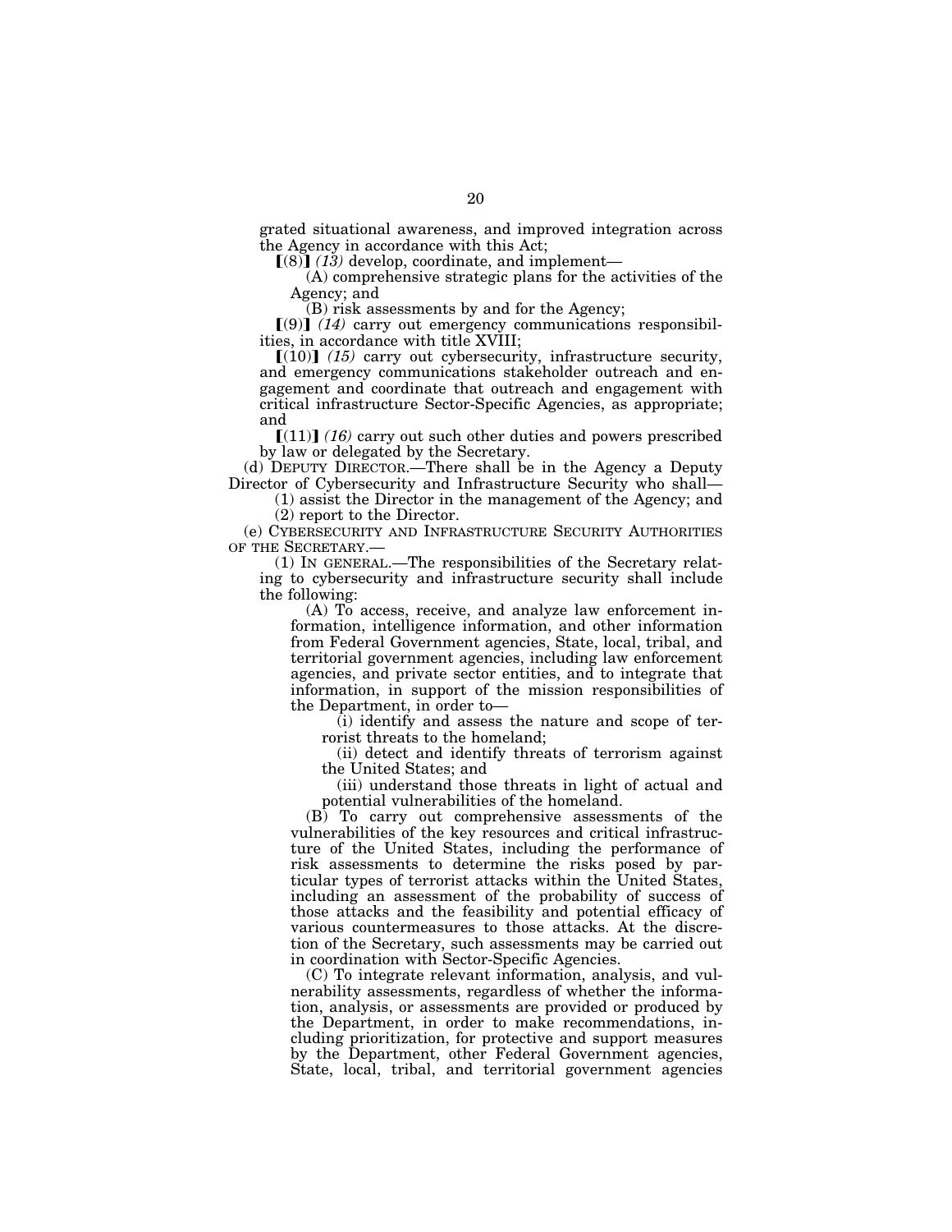grated situational awareness, and improved integration across the Agency in accordance with this Act;

【(8)】 *(13)* develop, coordinate, and implement—

(A) comprehensive strategic plans for the activities of the Agency; and

(B) risk assessments by and for the Agency;

【(9)】 *(14)* carry out emergency communications responsibilities, in accordance with title XVIII;

【(10)】 *(15)* carry out cybersecurity, infrastructure security, and emergency communications stakeholder outreach and engagement and coordinate that outreach and engagement with critical infrastructure Sector-Specific Agencies, as appropriate; and

【(11)】 *(16)* carry out such other duties and powers prescribed by law or delegated by the Secretary.

(d) DEPUTY DIRECTOR.—There shall be in the Agency a Deputy Director of Cybersecurity and Infrastructure Security who shall—

(1) assist the Director in the management of the Agency; and

(2) report to the Director.

(e) CYBERSECURITY AND INFRASTRUCTURE SECURITY AUTHORITIES OF THE SECRETARY.—

(1) IN GENERAL.—The responsibilities of the Secretary relating to cybersecurity and infrastructure security shall include the following:

(A) To access, receive, and analyze law enforcement information, intelligence information, and other information from Federal Government agencies, State, local, tribal, and territorial government agencies, including law enforcement agencies, and private sector entities, and to integrate that information, in support of the mission responsibilities of the Department, in order to—

(i) identify and assess the nature and scope of terrorist threats to the homeland;

(ii) detect and identify threats of terrorism against the United States; and

(iii) understand those threats in light of actual and potential vulnerabilities of the homeland.

(B) To carry out comprehensive assessments of the vulnerabilities of the key resources and critical infrastructure of the United States, including the performance of risk assessments to determine the risks posed by particular types of terrorist attacks within the United States, including an assessment of the probability of success of those attacks and the feasibility and potential efficacy of various countermeasures to those attacks. At the discretion of the Secretary, such assessments may be carried out in coordination with Sector-Specific Agencies.

(C) To integrate relevant information, analysis, and vulnerability assessments, regardless of whether the information, analysis, or assessments are provided or produced by the Department, in order to make recommendations, including prioritization, for protective and support measures by the Department, other Federal Government agencies, State, local, tribal, and territorial government agencies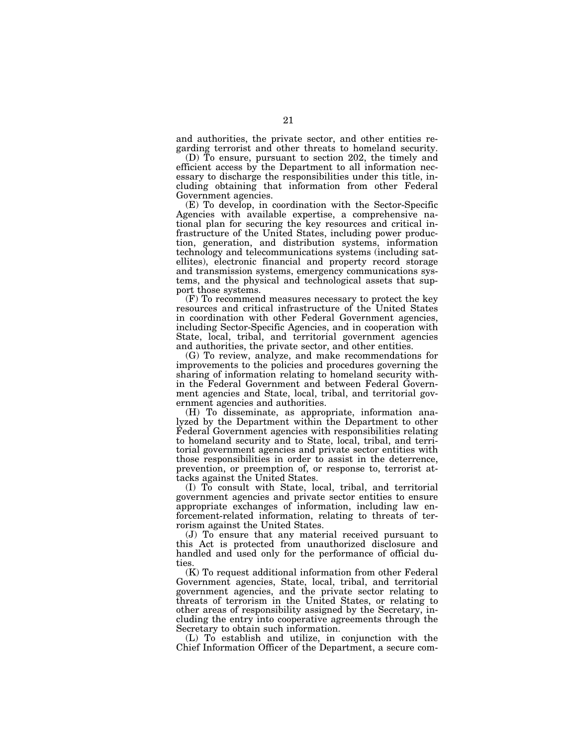and authorities, the private sector, and other entities regarding terrorist and other threats to homeland security.

(D) To ensure, pursuant to section 202, the timely and efficient access by the Department to all information necessary to discharge the responsibilities under this title, including obtaining that information from other Federal Government agencies.

(E) To develop, in coordination with the Sector-Specific Agencies with available expertise, a comprehensive national plan for securing the key resources and critical infrastructure of the United States, including power production, generation, and distribution systems, information technology and telecommunications systems (including satellites), electronic financial and property record storage and transmission systems, emergency communications systems, and the physical and technological assets that support those systems.

(F) To recommend measures necessary to protect the key resources and critical infrastructure of the United States in coordination with other Federal Government agencies, including Sector-Specific Agencies, and in cooperation with State, local, tribal, and territorial government agencies and authorities, the private sector, and other entities.

(G) To review, analyze, and make recommendations for improvements to the policies and procedures governing the sharing of information relating to homeland security within the Federal Government and between Federal Government agencies and State, local, tribal, and territorial government agencies and authorities.

(H) To disseminate, as appropriate, information analyzed by the Department within the Department to other Federal Government agencies with responsibilities relating to homeland security and to State, local, tribal, and territorial government agencies and private sector entities with those responsibilities in order to assist in the deterrence, prevention, or preemption of, or response to, terrorist attacks against the United States.

(I) To consult with State, local, tribal, and territorial government agencies and private sector entities to ensure appropriate exchanges of information, including law enforcement-related information, relating to threats of terrorism against the United States.

(J) To ensure that any material received pursuant to this Act is protected from unauthorized disclosure and handled and used only for the performance of official duties.

(K) To request additional information from other Federal Government agencies, State, local, tribal, and territorial government agencies, and the private sector relating to threats of terrorism in the United States, or relating to other areas of responsibility assigned by the Secretary, including the entry into cooperative agreements through the Secretary to obtain such information.

(L) To establish and utilize, in conjunction with the Chief Information Officer of the Department, a secure com-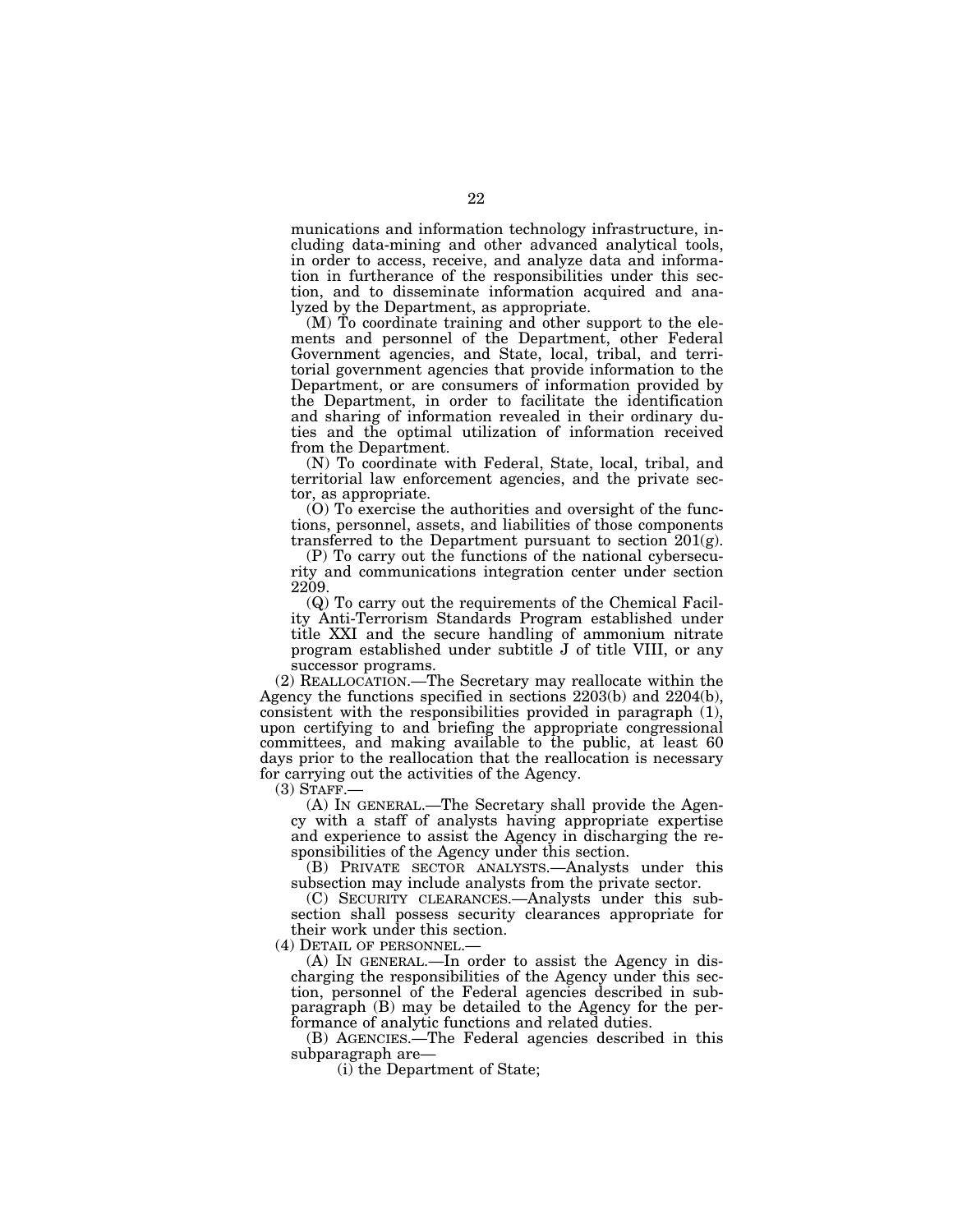munications and information technology infrastructure, including data-mining and other advanced analytical tools, in order to access, receive, and analyze data and information in furtherance of the responsibilities under this section, and to disseminate information acquired and analyzed by the Department, as appropriate.

(M) To coordinate training and other support to the elements and personnel of the Department, other Federal Government agencies, and State, local, tribal, and territorial government agencies that provide information to the Department, or are consumers of information provided by the Department, in order to facilitate the identification and sharing of information revealed in their ordinary duties and the optimal utilization of information received from the Department.

(N) To coordinate with Federal, State, local, tribal, and territorial law enforcement agencies, and the private sector, as appropriate.

(O) To exercise the authorities and oversight of the functions, personnel, assets, and liabilities of those components transferred to the Department pursuant to section 201(g).

(P) To carry out the functions of the national cybersecurity and communications integration center under section 2209.

(Q) To carry out the requirements of the Chemical Facility Anti-Terrorism Standards Program established under title XXI and the secure handling of ammonium nitrate program established under subtitle J of title VIII, or any successor programs.

(2) REALLOCATION.—The Secretary may reallocate within the Agency the functions specified in sections 2203(b) and 2204(b), consistent with the responsibilities provided in paragraph (1), upon certifying to and briefing the appropriate congressional committees, and making available to the public, at least 60 days prior to the reallocation that the reallocation is necessary for carrying out the activities of the Agency.

(3) STAFF.—

(A) IN GENERAL.—The Secretary shall provide the Agency with a staff of analysts having appropriate expertise and experience to assist the Agency in discharging the responsibilities of the Agency under this section.

(B) PRIVATE SECTOR ANALYSTS.—Analysts under this subsection may include analysts from the private sector.

(C) SECURITY CLEARANCES.—Analysts under this subsection shall possess security clearances appropriate for their work under this section.

(4) DETAIL OF PERSONNEL.—

(A) IN GENERAL.—In order to assist the Agency in discharging the responsibilities of the Agency under this section, personnel of the Federal agencies described in subparagraph (B) may be detailed to the Agency for the performance of analytic functions and related duties.

(B) AGENCIES.—The Federal agencies described in this subparagraph are—

(i) the Department of State;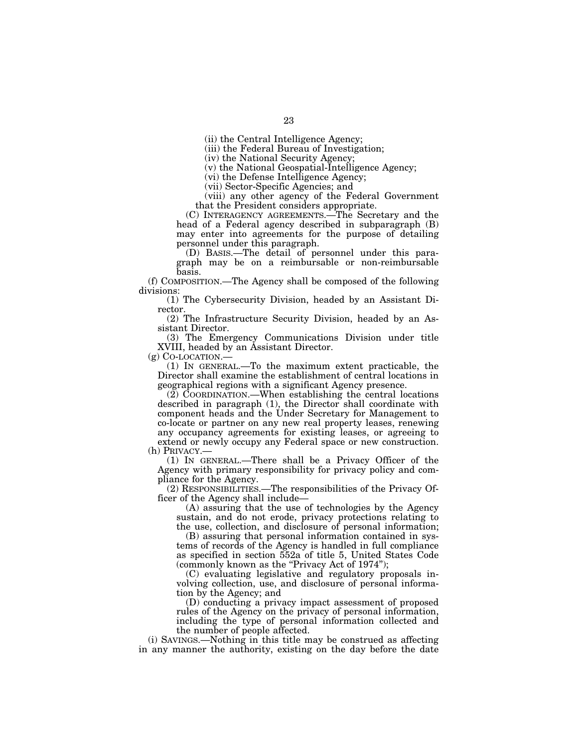(ii) the Central Intelligence Agency;

(iii) the Federal Bureau of Investigation;

(iv) the National Security Agency;

(v) the National Geospatial-Intelligence Agency;

(vi) the Defense Intelligence Agency;

(vii) Sector-Specific Agencies; and

(viii) any other agency of the Federal Government that the President considers appropriate.

(C) INTERAGENCY AGREEMENTS.—The Secretary and the head of a Federal agency described in subparagraph (B) may enter into agreements for the purpose of detailing personnel under this paragraph.

(D) BASIS.—The detail of personnel under this paragraph may be on a reimbursable or non-reimbursable basis.

(f) COMPOSITION.—The Agency shall be composed of the following divisions:

(1) The Cybersecurity Division, headed by an Assistant Director.

(2) The Infrastructure Security Division, headed by an Assistant Director.

(3) The Emergency Communications Division under title XVIII, headed by an Assistant Director.

(g) CO-LOCATION.—

(1) IN GENERAL.—To the maximum extent practicable, the Director shall examine the establishment of central locations in geographical regions with a significant Agency presence.

(2) COORDINATION.—When establishing the central locations described in paragraph (1), the Director shall coordinate with component heads and the Under Secretary for Management to co-locate or partner on any new real property leases, renewing any occupancy agreements for existing leases, or agreeing to extend or newly occupy any Federal space or new construction.

(h) PRIVACY.—

(1) IN GENERAL.—There shall be a Privacy Officer of the Agency with primary responsibility for privacy policy and compliance for the Agency.

(2) RESPONSIBILITIES.—The responsibilities of the Privacy Officer of the Agency shall include—

(A) assuring that the use of technologies by the Agency sustain, and do not erode, privacy protections relating to the use, collection, and disclosure of personal information;

(B) assuring that personal information contained in systems of records of the Agency is handled in full compliance as specified in section 552a of title 5, United States Code (commonly known as the "Privacy Act of 1974");

(C) evaluating legislative and regulatory proposals involving collection, use, and disclosure of personal information by the Agency; and

(D) conducting a privacy impact assessment of proposed rules of the Agency on the privacy of personal information, including the type of personal information collected and the number of people affected.

(i) SAVINGS.—Nothing in this title may be construed as affecting in any manner the authority, existing on the day before the date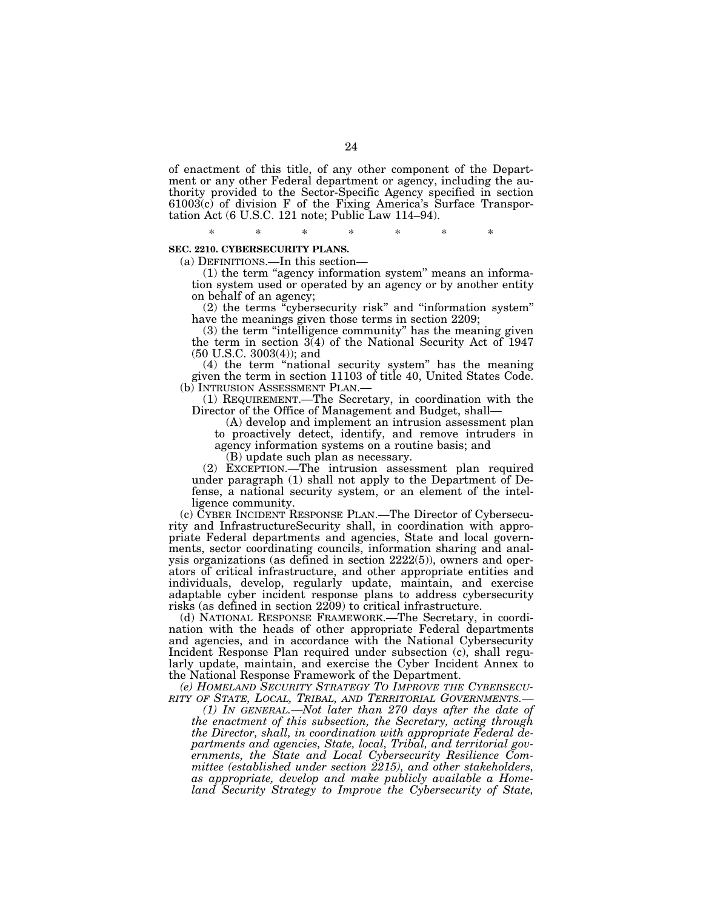of enactment of this title, of any other component of the Department or any other Federal department or agency, including the authority provided to the Sector-Specific Agency specified in section 61003(c) of division F of the Fixing America's Surface Transportation Act (6 U.S.C. 121 note; Public Law 114–94).

\* \* \* \* \* \* \*

**SEC. 2210. CYBERSECURITY PLANS.**

(a) DEFINITIONS.—In this section—

(1) the term "agency information system" means an information system used or operated by an agency or by another entity on behalf of an agency;

(2) the terms "cybersecurity risk" and "information system" have the meanings given those terms in section 2209;

(3) the term "intelligence community" has the meaning given the term in section 3(4) of the National Security Act of 1947 (50 U.S.C. 3003(4)); and

(4) the term "national security system" has the meaning given the term in section 11103 of title 40, United States Code.

(b) INTRUSION ASSESSMENT PLAN.—

(1) REQUIREMENT.—The Secretary, in coordination with the Director of the Office of Management and Budget, shall—

(A) develop and implement an intrusion assessment plan to proactively detect, identify, and remove intruders in agency information systems on a routine basis; and

(B) update such plan as necessary.

(2) EXCEPTION.—The intrusion assessment plan required under paragraph (1) shall not apply to the Department of Defense, a national security system, or an element of the intelligence community.

(c) CYBER INCIDENT RESPONSE PLAN.—The Director of Cybersecurity and InfrastructureSecurity shall, in coordination with appropriate Federal departments and agencies, State and local governments, sector coordinating councils, information sharing and analysis organizations (as defined in section 2222(5)), owners and operators of critical infrastructure, and other appropriate entities and individuals, develop, regularly update, maintain, and exercise adaptable cyber incident response plans to address cybersecurity risks (as defined in section 2209) to critical infrastructure.

(d) NATIONAL RESPONSE FRAMEWORK.—The Secretary, in coordination with the heads of other appropriate Federal departments and agencies, and in accordance with the National Cybersecurity Incident Response Plan required under subsection (c), shall regularly update, maintain, and exercise the Cyber Incident Annex to the National Response Framework of the Department.

*(e) HOMELAND SECURITY STRATEGY TO IMPROVE THE CYBERSECURITY OF STATE, LOCAL, TRIBAL, AND TERRITORIAL GOVERNMENTS.—*

*(1) IN GENERAL.—Not later than 270 days after the date of the enactment of this subsection, the Secretary, acting through the Director, shall, in coordination with appropriate Federal departments and agencies, State, local, Tribal, and territorial governments, the State and Local Cybersecurity Resilience Committee (established under section 2215), and other stakeholders, as appropriate, develop and make publicly available a Homeland Security Strategy to Improve the Cybersecurity of State,*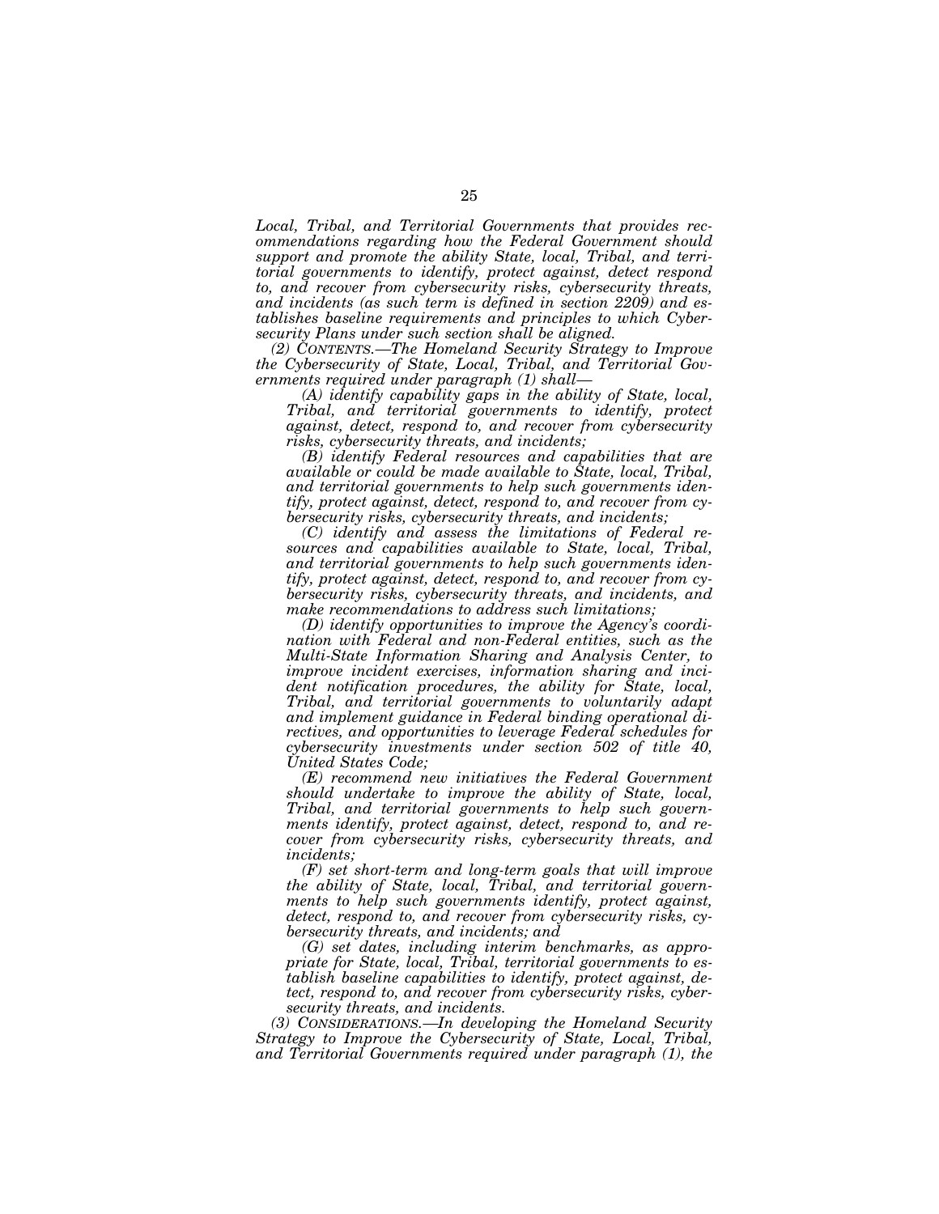*Local, Tribal, and Territorial Governments that provides recommendations regarding how the Federal Government should support and promote the ability State, local, Tribal, and territorial governments to identify, protect against, detect respond to, and recover from cybersecurity risks, cybersecurity threats, and incidents (as such term is defined in section 2209) and establishes baseline requirements and principles to which Cybersecurity Plans under such section shall be aligned.*

*(2) CONTENTS.—The Homeland Security Strategy to Improve the Cybersecurity of State, Local, Tribal, and Territorial Governments required under paragraph (1) shall—*

*(A) identify capability gaps in the ability of State, local, Tribal, and territorial governments to identify, protect against, detect, respond to, and recover from cybersecurity risks, cybersecurity threats, and incidents;*

*(B) identify Federal resources and capabilities that are available or could be made available to State, local, Tribal, and territorial governments to help such governments identify, protect against, detect, respond to, and recover from cybersecurity risks, cybersecurity threats, and incidents;*

*(C) identify and assess the limitations of Federal resources and capabilities available to State, local, Tribal, and territorial governments to help such governments identify, protect against, detect, respond to, and recover from cybersecurity risks, cybersecurity threats, and incidents, and make recommendations to address such limitations;*

*(D) identify opportunities to improve the Agency's coordination with Federal and non-Federal entities, such as the Multi-State Information Sharing and Analysis Center, to improve incident exercises, information sharing and incident notification procedures, the ability for State, local, Tribal, and territorial governments to voluntarily adapt and implement guidance in Federal binding operational directives, and opportunities to leverage Federal schedules for cybersecurity investments under section 502 of title 40, United States Code;*

*(E) recommend new initiatives the Federal Government should undertake to improve the ability of State, local, Tribal, and territorial governments to help such governments identify, protect against, detect, respond to, and recover from cybersecurity risks, cybersecurity threats, and incidents;*

*(F) set short-term and long-term goals that will improve the ability of State, local, Tribal, and territorial governments to help such governments identify, protect against, detect, respond to, and recover from cybersecurity risks, cybersecurity threats, and incidents; and*

*(G) set dates, including interim benchmarks, as appropriate for State, local, Tribal, territorial governments to establish baseline capabilities to identify, protect against, detect, respond to, and recover from cybersecurity risks, cybersecurity threats, and incidents.*

*(3) CONSIDERATIONS.—In developing the Homeland Security Strategy to Improve the Cybersecurity of State, Local, Tribal, and Territorial Governments required under paragraph (1), the*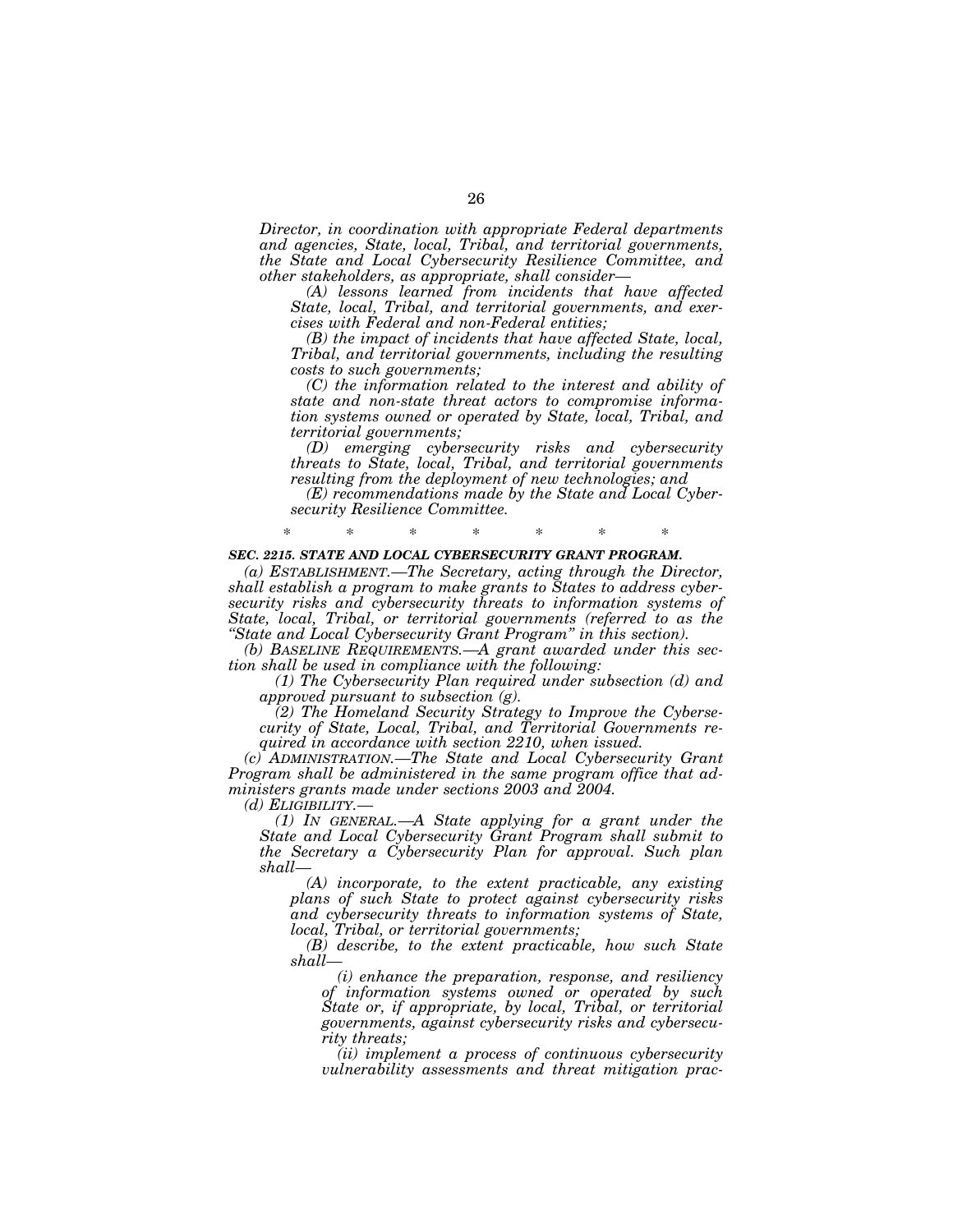*Director, in coordination with appropriate Federal departments and agencies, State, local, Tribal, and territorial governments, the State and Local Cybersecurity Resilience Committee, and other stakeholders, as appropriate, shall consider—*

*(A) lessons learned from incidents that have affected State, local, Tribal, and territorial governments, and exercises with Federal and non-Federal entities;*

*(B) the impact of incidents that have affected State, local, Tribal, and territorial governments, including the resulting costs to such governments;*

*(C) the information related to the interest and ability of state and non-state threat actors to compromise information systems owned or operated by State, local, Tribal, and territorial governments;*

*(D) emerging cybersecurity risks and cybersecurity threats to State, local, Tribal, and territorial governments resulting from the deployment of new technologies; and*

*(E) recommendations made by the State and Local Cybersecurity Resilience Committee.*

\* \* \* \* \* \* \*

***SEC. 2215. STATE AND LOCAL CYBERSECURITY GRANT PROGRAM.***

*(a) ESTABLISHMENT.—The Secretary, acting through the Director, shall establish a program to make grants to States to address cybersecurity risks and cybersecurity threats to information systems of State, local, Tribal, or territorial governments (referred to as the "State and Local Cybersecurity Grant Program" in this section).*

*(b) BASELINE REQUIREMENTS.—A grant awarded under this section shall be used in compliance with the following:*

*(1) The Cybersecurity Plan required under subsection (d) and approved pursuant to subsection (g).*

*(2) The Homeland Security Strategy to Improve the Cybersecurity of State, Local, Tribal, and Territorial Governments required in accordance with section 2210, when issued.*

*(c) ADMINISTRATION.—The State and Local Cybersecurity Grant Program shall be administered in the same program office that administers grants made under sections 2003 and 2004.*

*(d) ELIGIBILITY.—*

*(1) IN GENERAL.—A State applying for a grant under the State and Local Cybersecurity Grant Program shall submit to the Secretary a Cybersecurity Plan for approval. Such plan shall—*

*(A) incorporate, to the extent practicable, any existing plans of such State to protect against cybersecurity risks and cybersecurity threats to information systems of State, local, Tribal, or territorial governments;*

*(B) describe, to the extent practicable, how such State shall—*

*(i) enhance the preparation, response, and resiliency of information systems owned or operated by such State or, if appropriate, by local, Tribal, or territorial governments, against cybersecurity risks and cybersecurity threats;*

*(ii) implement a process of continuous cybersecurity vulnerability assessments and threat mitigation prac-*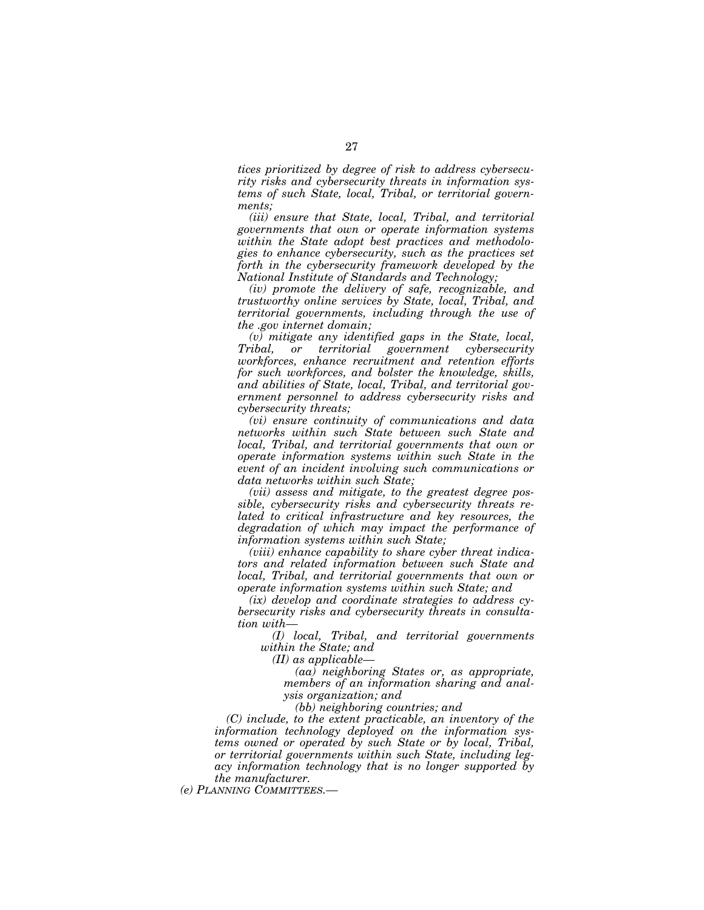*tices prioritized by degree of risk to address cybersecurity risks and cybersecurity threats in information systems of such State, local, Tribal, or territorial governments;*

*(iii) ensure that State, local, Tribal, and territorial governments that own or operate information systems within the State adopt best practices and methodologies to enhance cybersecurity, such as the practices set forth in the cybersecurity framework developed by the National Institute of Standards and Technology;*

*(iv) promote the delivery of safe, recognizable, and trustworthy online services by State, local, Tribal, and territorial governments, including through the use of the .gov internet domain;*

*(v) mitigate any identified gaps in the State, local, Tribal, or territorial government cybersecurity workforces, enhance recruitment and retention efforts for such workforces, and bolster the knowledge, skills, and abilities of State, local, Tribal, and territorial government personnel to address cybersecurity risks and cybersecurity threats;*

*(vi) ensure continuity of communications and data networks within such State between such State and local, Tribal, and territorial governments that own or operate information systems within such State in the event of an incident involving such communications or data networks within such State;*

*(vii) assess and mitigate, to the greatest degree possible, cybersecurity risks and cybersecurity threats related to critical infrastructure and key resources, the degradation of which may impact the performance of information systems within such State;*

*(viii) enhance capability to share cyber threat indicators and related information between such State and local, Tribal, and territorial governments that own or operate information systems within such State; and*

*(ix) develop and coordinate strategies to address cybersecurity risks and cybersecurity threats in consultation with—*

*(I) local, Tribal, and territorial governments within the State; and*

*(II) as applicable—*

*(aa) neighboring States or, as appropriate, members of an information sharing and analysis organization; and*

*(bb) neighboring countries; and*

*(C) include, to the extent practicable, an inventory of the information technology deployed on the information systems owned or operated by such State or by local, Tribal, or territorial governments within such State, including legacy information technology that is no longer supported by the manufacturer.*

*(e) PLANNING COMMITTEES.—*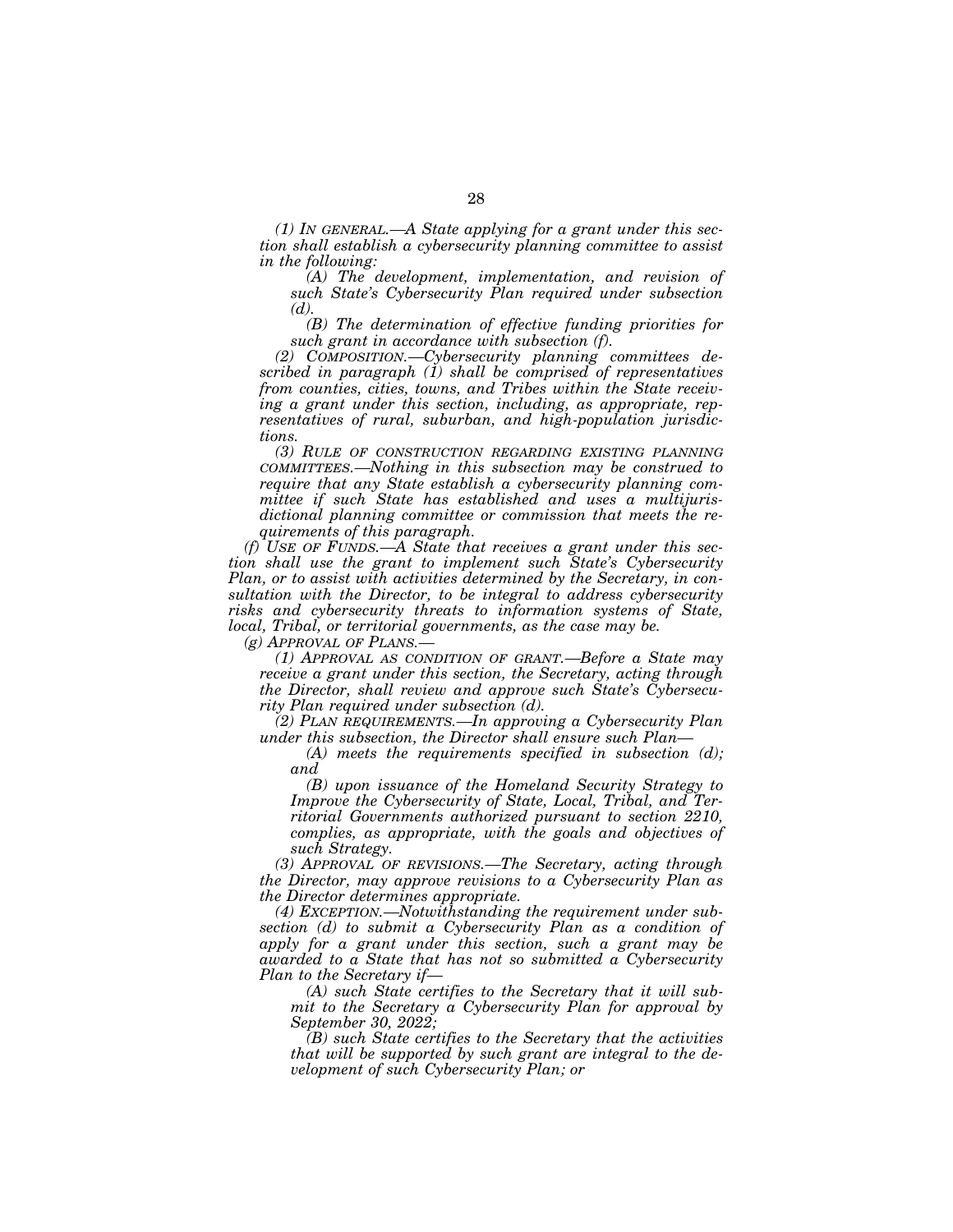*(1) IN GENERAL.—A State applying for a grant under this section shall establish a cybersecurity planning committee to assist in the following:*

*(A) The development, implementation, and revision of such State's Cybersecurity Plan required under subsection (d).*

*(B) The determination of effective funding priorities for such grant in accordance with subsection (f).*

*(2) COMPOSITION.—Cybersecurity planning committees described in paragraph (1) shall be comprised of representatives from counties, cities, towns, and Tribes within the State receiving a grant under this section, including, as appropriate, representatives of rural, suburban, and high-population jurisdictions.*

*(3) RULE OF CONSTRUCTION REGARDING EXISTING PLANNING COMMITTEES.—Nothing in this subsection may be construed to require that any State establish a cybersecurity planning committee if such State has established and uses a multijurisdictional planning committee or commission that meets the requirements of this paragraph.*

*(f) USE OF FUNDS.—A State that receives a grant under this section shall use the grant to implement such State's Cybersecurity Plan, or to assist with activities determined by the Secretary, in consultation with the Director, to be integral to address cybersecurity risks and cybersecurity threats to information systems of State, local, Tribal, or territorial governments, as the case may be.*

*(g) APPROVAL OF PLANS.—*

*(1) APPROVAL AS CONDITION OF GRANT.—Before a State may receive a grant under this section, the Secretary, acting through the Director, shall review and approve such State's Cybersecurity Plan required under subsection (d).*

*(2) PLAN REQUIREMENTS.—In approving a Cybersecurity Plan under this subsection, the Director shall ensure such Plan—*

*(A) meets the requirements specified in subsection (d); and*

*(B) upon issuance of the Homeland Security Strategy to Improve the Cybersecurity of State, Local, Tribal, and Territorial Governments authorized pursuant to section 2210, complies, as appropriate, with the goals and objectives of such Strategy.*

*(3) APPROVAL OF REVISIONS.—The Secretary, acting through the Director, may approve revisions to a Cybersecurity Plan as the Director determines appropriate.*

*(4) EXCEPTION.—Notwithstanding the requirement under subsection (d) to submit a Cybersecurity Plan as a condition of apply for a grant under this section, such a grant may be awarded to a State that has not so submitted a Cybersecurity Plan to the Secretary if—*

*(A) such State certifies to the Secretary that it will submit to the Secretary a Cybersecurity Plan for approval by September 30, 2022;*

*(B) such State certifies to the Secretary that the activities that will be supported by such grant are integral to the development of such Cybersecurity Plan; or*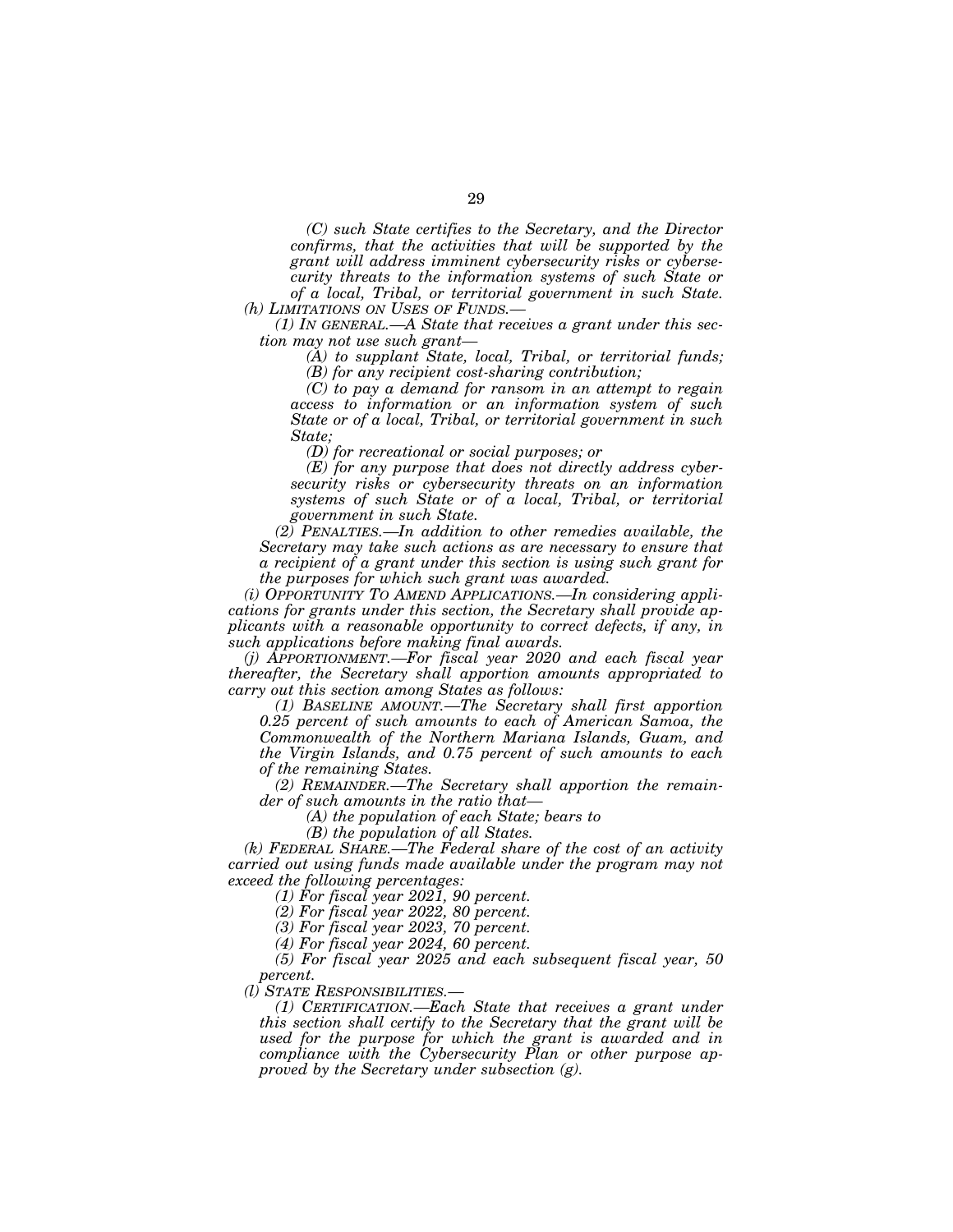*(C) such State certifies to the Secretary, and the Director confirms, that the activities that will be supported by the grant will address imminent cybersecurity risks or cybersecurity threats to the information systems of such State or of a local, Tribal, or territorial government in such State.*

*(h) LIMITATIONS ON USES OF FUNDS.—*

*(1) IN GENERAL.—A State that receives a grant under this section may not use such grant—*

*(A) to supplant State, local, Tribal, or territorial funds;*

*(B) for any recipient cost-sharing contribution;*

*(C) to pay a demand for ransom in an attempt to regain access to information or an information system of such State or of a local, Tribal, or territorial government in such State;*

*(D) for recreational or social purposes; or*

*(E) for any purpose that does not directly address cybersecurity risks or cybersecurity threats on an information systems of such State or of a local, Tribal, or territorial government in such State.*

*(2) PENALTIES.—In addition to other remedies available, the Secretary may take such actions as are necessary to ensure that a recipient of a grant under this section is using such grant for the purposes for which such grant was awarded.*

*(i) OPPORTUNITY TO AMEND APPLICATIONS.—In considering applications for grants under this section, the Secretary shall provide applicants with a reasonable opportunity to correct defects, if any, in such applications before making final awards.*

*(j) APPORTIONMENT.—For fiscal year 2020 and each fiscal year thereafter, the Secretary shall apportion amounts appropriated to carry out this section among States as follows:*

*(1) BASELINE AMOUNT.—The Secretary shall first apportion 0.25 percent of such amounts to each of American Samoa, the Commonwealth of the Northern Mariana Islands, Guam, and the Virgin Islands, and 0.75 percent of such amounts to each of the remaining States.*

*(2) REMAINDER.—The Secretary shall apportion the remainder of such amounts in the ratio that—*

*(A) the population of each State; bears to*

*(B) the population of all States.*

*(k) FEDERAL SHARE.—The Federal share of the cost of an activity carried out using funds made available under the program may not exceed the following percentages:*

*(1) For fiscal year 2021, 90 percent.*

*(2) For fiscal year 2022, 80 percent.*

*(3) For fiscal year 2023, 70 percent.*

*(4) For fiscal year 2024, 60 percent.*

*(5) For fiscal year 2025 and each subsequent fiscal year, 50 percent.*

*(l) STATE RESPONSIBILITIES.—*

*(1) CERTIFICATION.—Each State that receives a grant under this section shall certify to the Secretary that the grant will be used for the purpose for which the grant is awarded and in compliance with the Cybersecurity Plan or other purpose approved by the Secretary under subsection (g).*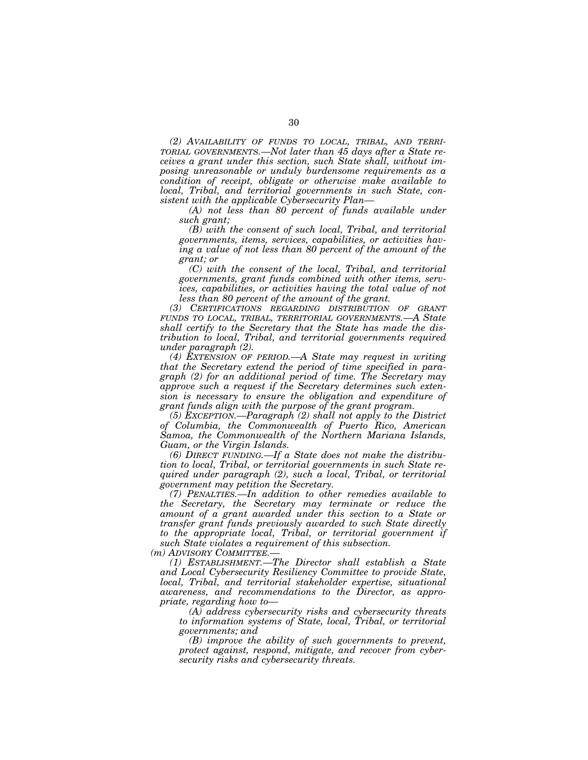*(2) AVAILABILITY OF FUNDS TO LOCAL, TRIBAL, AND TERRITORIAL GOVERNMENTS.—Not later than 45 days after a State receives a grant under this section, such State shall, without imposing unreasonable or unduly burdensome requirements as a condition of receipt, obligate or otherwise make available to local, Tribal, and territorial governments in such State, consistent with the applicable Cybersecurity Plan—*

*(A) not less than 80 percent of funds available under such grant;*

*(B) with the consent of such local, Tribal, and territorial governments, items, services, capabilities, or activities having a value of not less than 80 percent of the amount of the grant; or*

*(C) with the consent of the local, Tribal, and territorial governments, grant funds combined with other items, services, capabilities, or activities having the total value of not less than 80 percent of the amount of the grant.*

*(3) CERTIFICATIONS REGARDING DISTRIBUTION OF GRANT FUNDS TO LOCAL, TRIBAL, TERRITORIAL GOVERNMENTS.—A State shall certify to the Secretary that the State has made the distribution to local, Tribal, and territorial governments required under paragraph (2).*

*(4) EXTENSION OF PERIOD.—A State may request in writing that the Secretary extend the period of time specified in paragraph (2) for an additional period of time. The Secretary may approve such a request if the Secretary determines such extension is necessary to ensure the obligation and expenditure of grant funds align with the purpose of the grant program.*

*(5) EXCEPTION.—Paragraph (2) shall not apply to the District of Columbia, the Commonwealth of Puerto Rico, American Samoa, the Commonwealth of the Northern Mariana Islands, Guam, or the Virgin Islands.*

*(6) DIRECT FUNDING.—If a State does not make the distribution to local, Tribal, or territorial governments in such State required under paragraph (2), such a local, Tribal, or territorial government may petition the Secretary.*

*(7) PENALTIES.—In addition to other remedies available to the Secretary, the Secretary may terminate or reduce the amount of a grant awarded under this section to a State or transfer grant funds previously awarded to such State directly to the appropriate local, Tribal, or territorial government if such State violates a requirement of this subsection.*

*(m) ADVISORY COMMITTEE.—*

*(1) ESTABLISHMENT.—The Director shall establish a State and Local Cybersecurity Resiliency Committee to provide State, local, Tribal, and territorial stakeholder expertise, situational awareness, and recommendations to the Director, as appropriate, regarding how to—*

*(A) address cybersecurity risks and cybersecurity threats to information systems of State, local, Tribal, or territorial governments; and*

*(B) improve the ability of such governments to prevent, protect against, respond, mitigate, and recover from cybersecurity risks and cybersecurity threats.*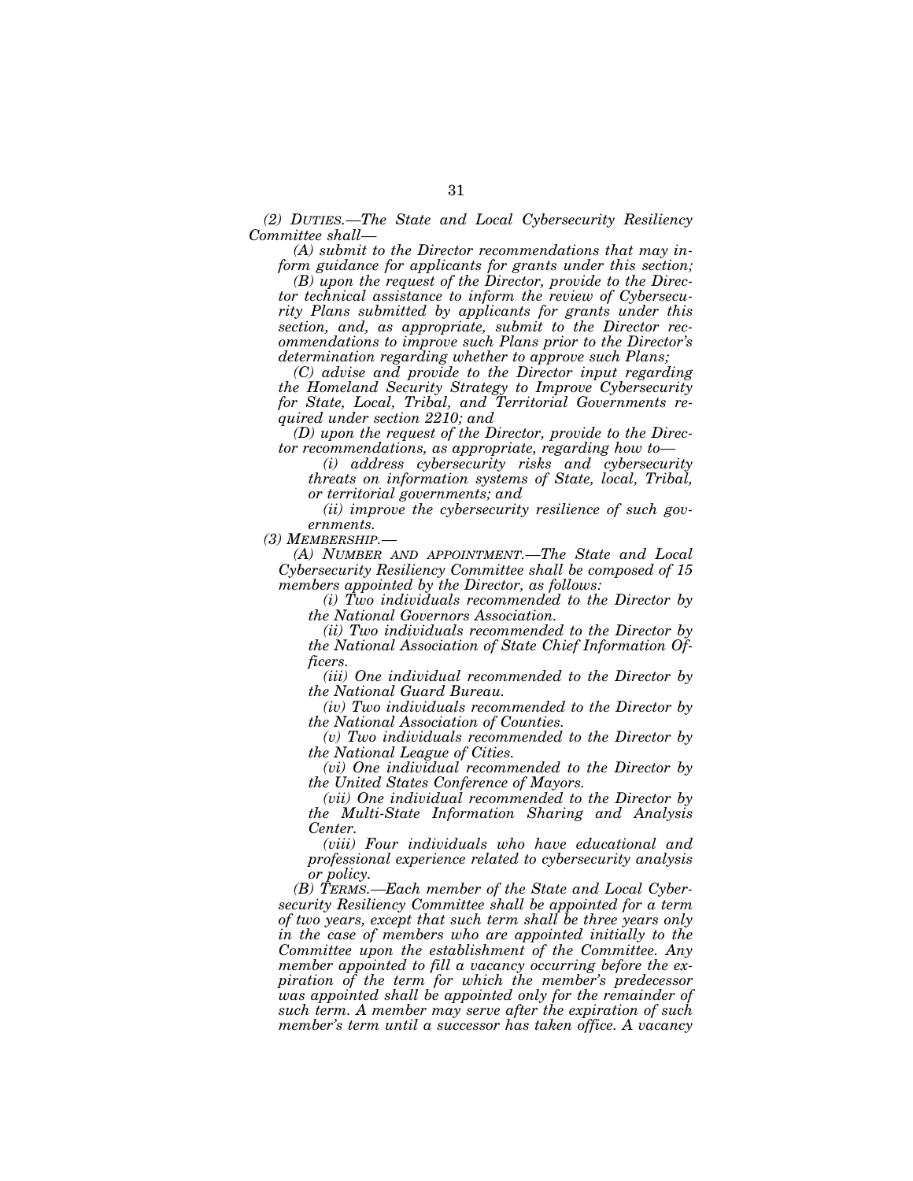*(2) DUTIES.—The State and Local Cybersecurity Resiliency Committee shall—*

*(A) submit to the Director recommendations that may inform guidance for applicants for grants under this section;*

*(B) upon the request of the Director, provide to the Director technical assistance to inform the review of Cybersecurity Plans submitted by applicants for grants under this section, and, as appropriate, submit to the Director recommendations to improve such Plans prior to the Director's determination regarding whether to approve such Plans;*

*(C) advise and provide to the Director input regarding the Homeland Security Strategy to Improve Cybersecurity for State, Local, Tribal, and Territorial Governments required under section 2210; and*

*(D) upon the request of the Director, provide to the Director recommendations, as appropriate, regarding how to—*

*(i) address cybersecurity risks and cybersecurity threats on information systems of State, local, Tribal, or territorial governments; and*

*(ii) improve the cybersecurity resilience of such governments.*

*(3) MEMBERSHIP.—*

*(A) NUMBER AND APPOINTMENT.—The State and Local Cybersecurity Resiliency Committee shall be composed of 15 members appointed by the Director, as follows:*

*(i) Two individuals recommended to the Director by the National Governors Association.*

*(ii) Two individuals recommended to the Director by the National Association of State Chief Information Officers.*

*(iii) One individual recommended to the Director by the National Guard Bureau.*

*(iv) Two individuals recommended to the Director by the National Association of Counties.*

*(v) Two individuals recommended to the Director by the National League of Cities.*

*(vi) One individual recommended to the Director by the United States Conference of Mayors.*

*(vii) One individual recommended to the Director by the Multi-State Information Sharing and Analysis Center.*

*(viii) Four individuals who have educational and professional experience related to cybersecurity analysis or policy.*

*(B) TERMS.—Each member of the State and Local Cybersecurity Resiliency Committee shall be appointed for a term of two years, except that such term shall be three years only in the case of members who are appointed initially to the Committee upon the establishment of the Committee. Any member appointed to fill a vacancy occurring before the expiration of the term for which the member's predecessor was appointed shall be appointed only for the remainder of such term. A member may serve after the expiration of such member's term until a successor has taken office. A vacancy*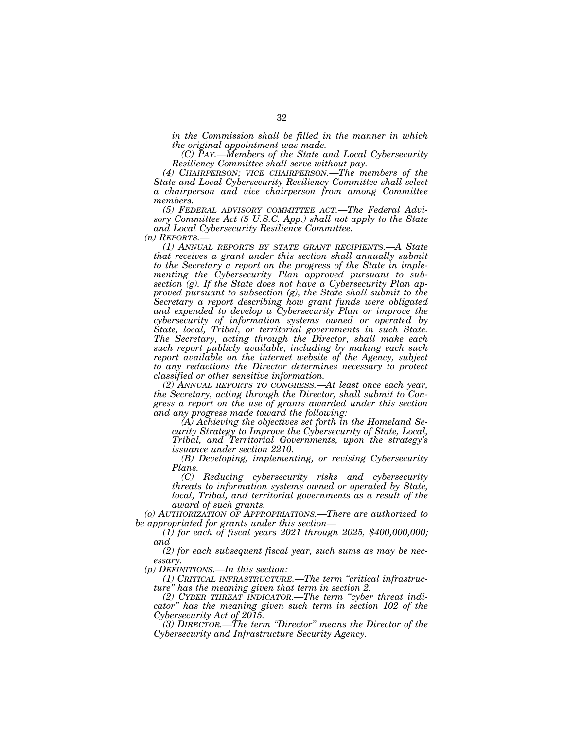*in the Commission shall be filled in the manner in which the original appointment was made.*

*(C) PAY.—Members of the State and Local Cybersecurity Resiliency Committee shall serve without pay.*

*(4) CHAIRPERSON; VICE CHAIRPERSON.—The members of the State and Local Cybersecurity Resiliency Committee shall select a chairperson and vice chairperson from among Committee members.*

*(5) FEDERAL ADVISORY COMMITTEE ACT.—The Federal Advisory Committee Act (5 U.S.C. App.) shall not apply to the State and Local Cybersecurity Resilience Committee.*

*(n) REPORTS.—*

*(1) ANNUAL REPORTS BY STATE GRANT RECIPIENTS.—A State that receives a grant under this section shall annually submit to the Secretary a report on the progress of the State in implementing the Cybersecurity Plan approved pursuant to subsection (g). If the State does not have a Cybersecurity Plan approved pursuant to subsection (g), the State shall submit to the Secretary a report describing how grant funds were obligated and expended to develop a Cybersecurity Plan or improve the cybersecurity of information systems owned or operated by State, local, Tribal, or territorial governments in such State. The Secretary, acting through the Director, shall make each such report publicly available, including by making each such report available on the internet website of the Agency, subject to any redactions the Director determines necessary to protect classified or other sensitive information.*

*(2) ANNUAL REPORTS TO CONGRESS.—At least once each year, the Secretary, acting through the Director, shall submit to Congress a report on the use of grants awarded under this section and any progress made toward the following:*

*(A) Achieving the objectives set forth in the Homeland Security Strategy to Improve the Cybersecurity of State, Local, Tribal, and Territorial Governments, upon the strategy's issuance under section 2210.*

*(B) Developing, implementing, or revising Cybersecurity Plans.*

*(C) Reducing cybersecurity risks and cybersecurity threats to information systems owned or operated by State, local, Tribal, and territorial governments as a result of the award of such grants.*

*(o) AUTHORIZATION OF APPROPRIATIONS.—There are authorized to be appropriated for grants under this section—*

*(1) for each of fiscal years 2021 through 2025, $400,000,000; and*

*(2) for each subsequent fiscal year, such sums as may be necessary.*

*(p) DEFINITIONS.—In this section:*

*(1) CRITICAL INFRASTRUCTURE.—The term "critical infrastructure" has the meaning given that term in section 2.*

*(2) CYBER THREAT INDICATOR.—The term "cyber threat indicator" has the meaning given such term in section 102 of the Cybersecurity Act of 2015.*

*(3) DIRECTOR.—The term "Director" means the Director of the Cybersecurity and Infrastructure Security Agency.*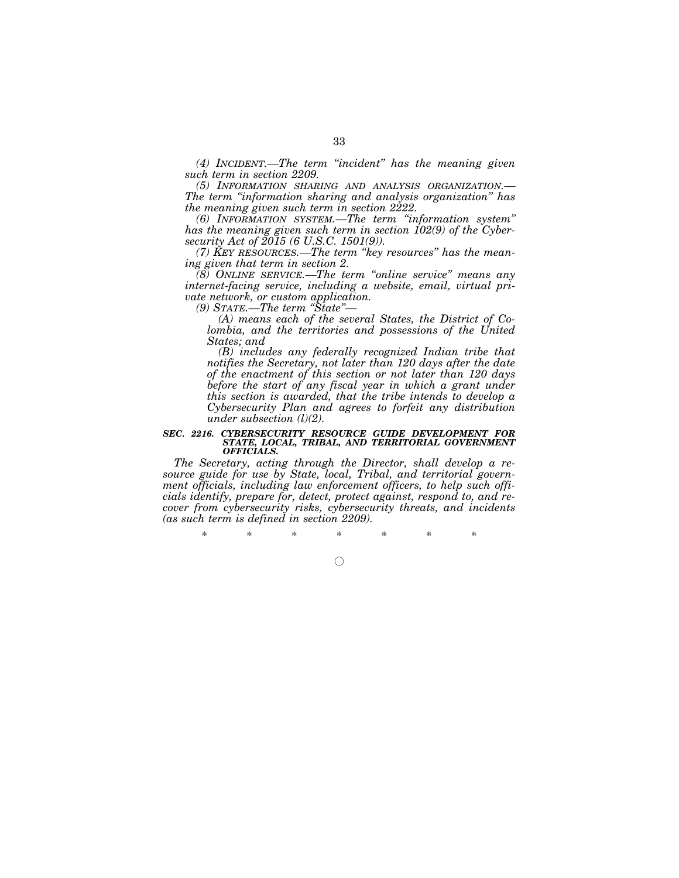*(4) INCIDENT.—The term "incident" has the meaning given such term in section 2209.*

*(5) INFORMATION SHARING AND ANALYSIS ORGANIZATION.—The term "information sharing and analysis organization" has the meaning given such term in section 2222.*

*(6) INFORMATION SYSTEM.—The term "information system" has the meaning given such term in section 102(9) of the Cybersecurity Act of 2015 (6 U.S.C. 1501(9)).*

*(7) KEY RESOURCES.—The term "key resources" has the meaning given that term in section 2.*

*(8) ONLINE SERVICE.—The term "online service" means any internet-facing service, including a website, email, virtual private network, or custom application.*

*(9) STATE.—The term "State"—*

*(A) means each of the several States, the District of Columbia, and the territories and possessions of the United States; and*

*(B) includes any federally recognized Indian tribe that notifies the Secretary, not later than 120 days after the date of the enactment of this section or not later than 120 days before the start of any fiscal year in which a grant under this section is awarded, that the tribe intends to develop a Cybersecurity Plan and agrees to forfeit any distribution under subsection (l)(2).*

### ***SEC. 2216. CYBERSECURITY RESOURCE GUIDE DEVELOPMENT FOR STATE, LOCAL, TRIBAL, AND TERRITORIAL GOVERNMENT OFFICIALS.***

*The Secretary, acting through the Director, shall develop a resource guide for use by State, local, Tribal, and territorial government officials, including law enforcement officers, to help such officials identify, prepare for, detect, protect against, respond to, and recover from cybersecurity risks, cybersecurity threats, and incidents (as such term is defined in section 2209).*

\* \* \* \* \* \* \*

○